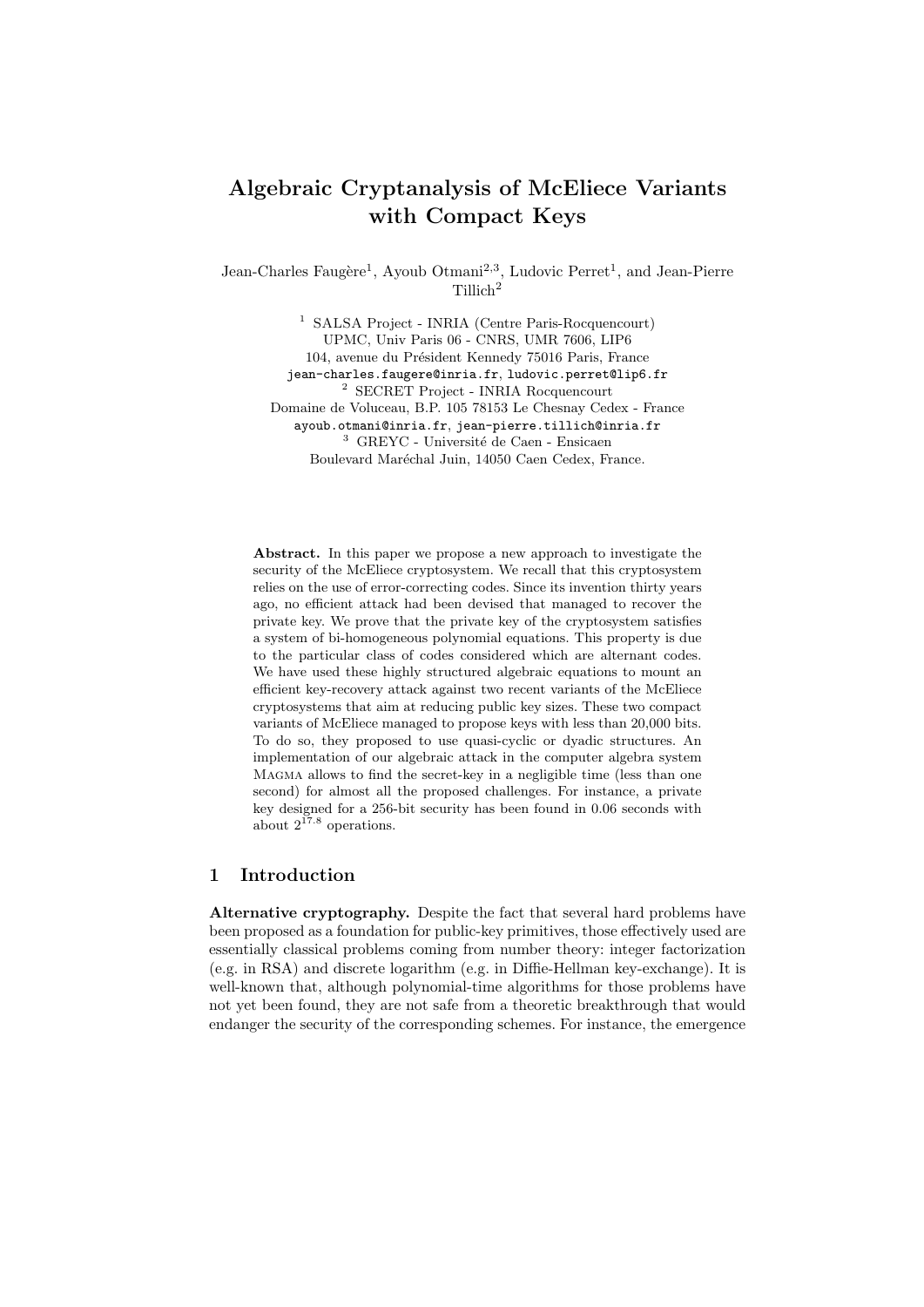# Algebraic Cryptanalysis of McEliece Variants with Compact Keys

Jean-Charles Faugère[1], Ayoub Otmani[2,3], Ludovic Perret[1], and Jean-Pierre Tillich[2]

[1] SALSA Project - INRIA (Centre Paris-Rocquencourt)
UPMC, Univ Paris 06 - CNRS, UMR 7606, LIP6
104, avenue du Président Kennedy 75016 Paris, France
jean-charles.faugere@inria.fr, ludovic.perret@lip6.fr

[2] SECRET Project - INRIA Rocquencourt
Domaine de Voluceau, B.P. 105 78153 Le Chesnay Cedex - France
ayoub.otmani@inria.fr, jean-pierre.tillich@inria.fr

[3] GREYC - Université de Caen - Ensicaen
Boulevard Maréchal Juin, 14050 Caen Cedex, France.

**Abstract.** In this paper we propose a new approach to investigate the security of the McEliece cryptosystem. We recall that this cryptosystem relies on the use of error-correcting codes. Since its invention thirty years ago, no efficient attack had been devised that managed to recover the private key. We prove that the private key of the cryptosystem satisfies a system of bi-homogeneous polynomial equations. This property is due to the particular class of codes considered which are alternant codes. We have used these highly structured algebraic equations to mount an efficient key-recovery attack against two recent variants of the McEliece cryptosystems that aim at reducing public key sizes. These two compact variants of McEliece managed to propose keys with less than 20,000 bits. To do so, they proposed to use quasi-cyclic or dyadic structures. An implementation of our algebraic attack in the computer algebra system Magma allows to find the secret-key in a negligible time (less than one second) for almost all the proposed challenges. For instance, a private key designed for a 256-bit security has been found in 0.06 seconds with about $2^{17.8}$ operations.

## 1 Introduction

**Alternative cryptography.** Despite the fact that several hard problems have been proposed as a foundation for public-key primitives, those effectively used are essentially classical problems coming from number theory: integer factorization (e.g. in RSA) and discrete logarithm (e.g. in Diffie-Hellman key-exchange). It is well-known that, although polynomial-time algorithms for those problems have not yet been found, they are not safe from a theoretic breakthrough that would endanger the security of the corresponding schemes. For instance, the emergence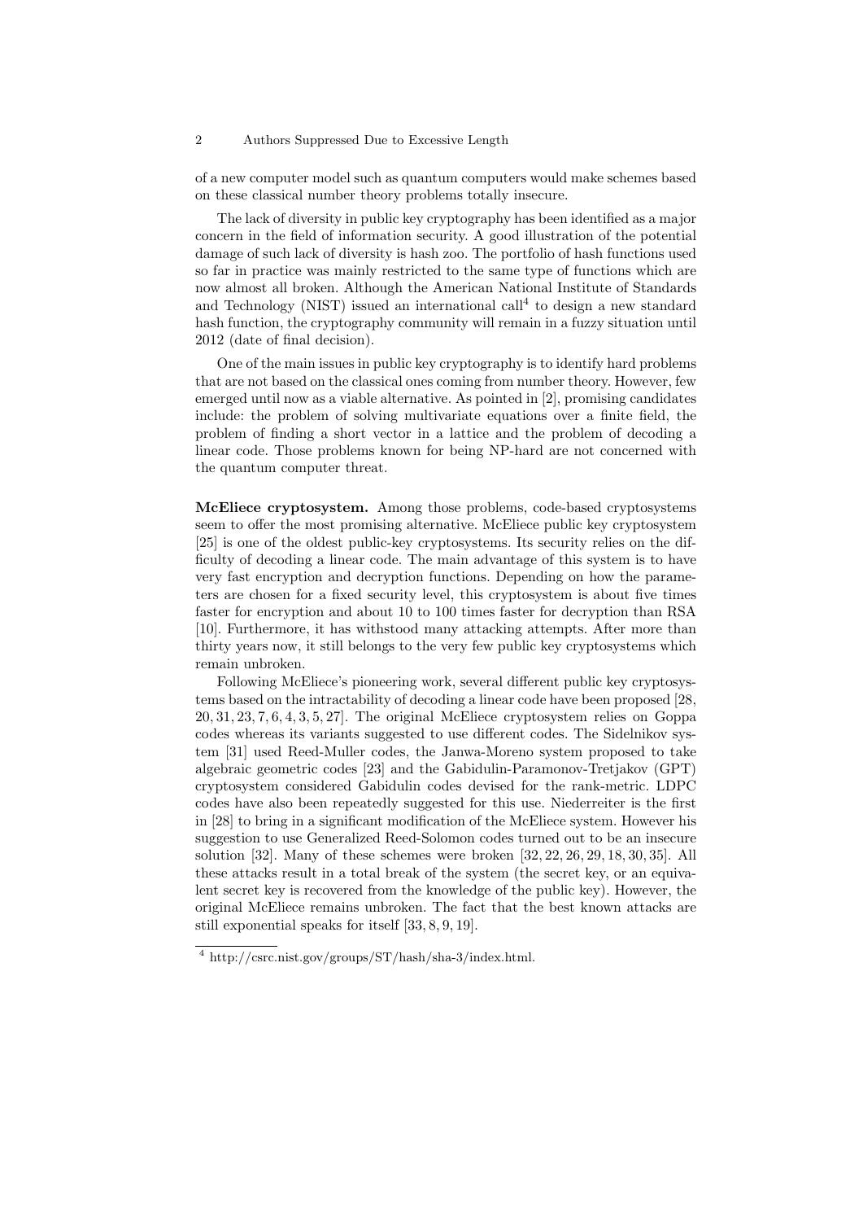of a new computer model such as quantum computers would make schemes based on these classical number theory problems totally insecure.

The lack of diversity in public key cryptography has been identified as a major concern in the field of information security. A good illustration of the potential damage of such lack of diversity is hash zoo. The portfolio of hash functions used so far in practice was mainly restricted to the same type of functions which are now almost all broken. Although the American National Institute of Standards and Technology (NIST) issued an international call[4] to design a new standard hash function, the cryptography community will remain in a fuzzy situation until 2012 (date of final decision).

One of the main issues in public key cryptography is to identify hard problems that are not based on the classical ones coming from number theory. However, few emerged until now as a viable alternative. As pointed in [2], promising candidates include: the problem of solving multivariate equations over a finite field, the problem of finding a short vector in a lattice and the problem of decoding a linear code. Those problems known for being NP-hard are not concerned with the quantum computer threat.

**McEliece cryptosystem.** Among those problems, code-based cryptosystems seem to offer the most promising alternative. McEliece public key cryptosystem [25] is one of the oldest public-key cryptosystems. Its security relies on the difficulty of decoding a linear code. The main advantage of this system is to have very fast encryption and decryption functions. Depending on how the parameters are chosen for a fixed security level, this cryptosystem is about five times faster for encryption and about 10 to 100 times faster for decryption than RSA [10]. Furthermore, it has withstood many attacking attempts. After more than thirty years now, it still belongs to the very few public key cryptosystems which remain unbroken.

Following McEliece's pioneering work, several different public key cryptosystems based on the intractability of decoding a linear code have been proposed [28, 20, 31, 23, 7, 6, 4, 3, 5, 27]. The original McEliece cryptosystem relies on Goppa codes whereas its variants suggested to use different codes. The Sidelnikov system [31] used Reed-Muller codes, the Janwa-Moreno system proposed to take algebraic geometric codes [23] and the Gabidulin-Paramonov-Tretjakov (GPT) cryptosystem considered Gabidulin codes devised for the rank-metric. LDPC codes have also been repeatedly suggested for this use. Niederreiter is the first in [28] to bring in a significant modification of the McEliece system. However his suggestion to use Generalized Reed-Solomon codes turned out to be an insecure solution [32]. Many of these schemes were broken [32, 22, 26, 29, 18, 30, 35]. All these attacks result in a total break of the system (the secret key, or an equivalent secret key is recovered from the knowledge of the public key). However, the original McEliece remains unbroken. The fact that the best known attacks are still exponential speaks for itself [33, 8, 9, 19].

[4] http://csrc.nist.gov/groups/ST/hash/sha-3/index.html.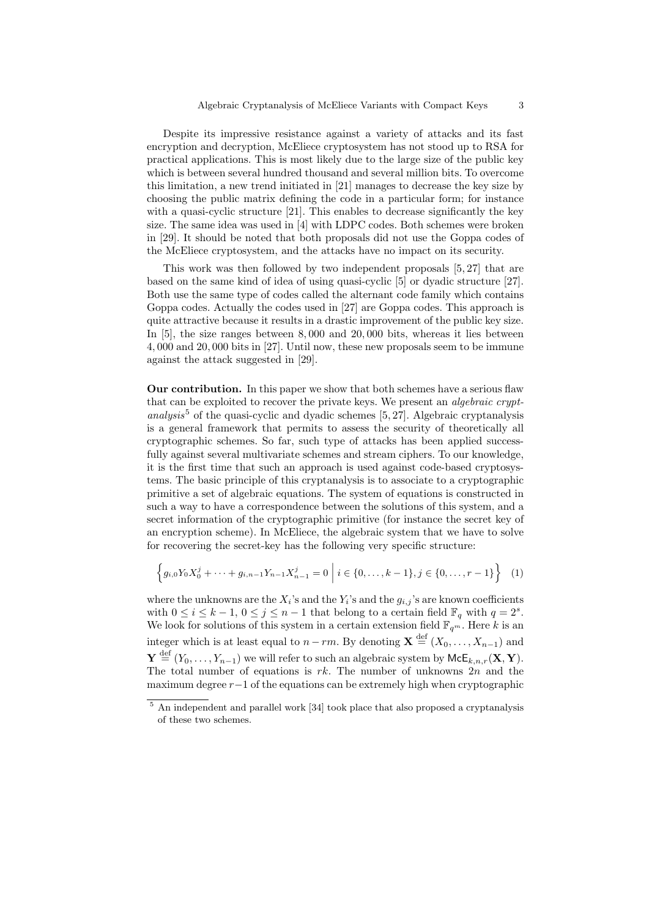Despite its impressive resistance against a variety of attacks and its fast encryption and decryption, McEliece cryptosystem has not stood up to RSA for practical applications. This is most likely due to the large size of the public key which is between several hundred thousand and several million bits. To overcome this limitation, a new trend initiated in [21] manages to decrease the key size by choosing the public matrix defining the code in a particular form; for instance with a quasi-cyclic structure [21]. This enables to decrease significantly the key size. The same idea was used in [4] with LDPC codes. Both schemes were broken in [29]. It should be noted that both proposals did not use the Goppa codes of the McEliece cryptosystem, and the attacks have no impact on its security.

This work was then followed by two independent proposals [5, 27] that are based on the same kind of idea of using quasi-cyclic [5] or dyadic structure [27]. Both use the same type of codes called the alternant code family which contains Goppa codes. Actually the codes used in [27] are Goppa codes. This approach is quite attractive because it results in a drastic improvement of the public key size. In [5], the size ranges between 8,000 and 20,000 bits, whereas it lies between 4,000 and 20,000 bits in [27]. Until now, these new proposals seem to be immune against the attack suggested in [29].

**Our contribution.** In this paper we show that both schemes have a serious flaw that can be exploited to recover the private keys. We present an *algebraic cryptanalysis*[5] of the quasi-cyclic and dyadic schemes [5, 27]. Algebraic cryptanalysis is a general framework that permits to assess the security of theoretically all cryptographic schemes. So far, such type of attacks has been applied successfully against several multivariate schemes and stream ciphers. To our knowledge, it is the first time that such an approach is used against code-based cryptosystems. The basic principle of this cryptanalysis is to associate to a cryptographic primitive a set of algebraic equations. The system of equations is constructed in such a way to have a correspondence between the solutions of this system, and a secret information of the cryptographic primitive (for instance the secret key of an encryption scheme). In McEliece, the algebraic system that we have to solve for recovering the secret-key has the following very specific structure:

$$\left\{ g_{i,0}Y_0X_0^j + \cdots + g_{i,n-1}Y_{n-1}X_{n-1}^j = 0 \;\middle|\; i \in \{0,\ldots,k-1\}, j \in \{0,\ldots,r-1\} \right\} \quad (1)$$

where the unknowns are the $X_i$'s and the $Y_i$'s and the $g_{i,j}$'s are known coefficients with $0 \leq i \leq k-1$, $0 \leq j \leq n-1$ that belong to a certain field $\mathbb{F}_q$ with $q = 2^s$. We look for solutions of this system in a certain extension field $\mathbb{F}_{q^m}$. Here $k$ is an integer which is at least equal to $n - rm$. By denoting $\mathbf{X} \stackrel{\text{def}}{=} (X_0, \ldots, X_{n-1})$ and $\mathbf{Y} \stackrel{\text{def}}{=} (Y_0, \ldots, Y_{n-1})$ we will refer to such an algebraic system by $\mathsf{McE}_{k,n,r}(\mathbf{X}, \mathbf{Y})$. The total number of equations is $rk$. The number of unknowns $2n$ and the maximum degree $r-1$ of the equations can be extremely high when cryptographic

[5] An independent and parallel work [34] took place that also proposed a cryptanalysis of these two schemes.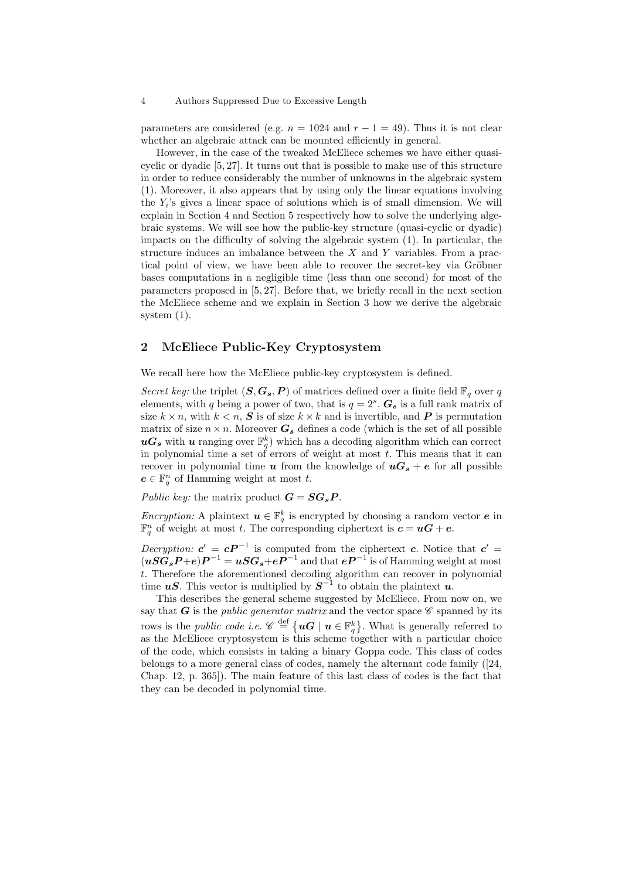parameters are considered (e.g. $n = 1024$ and $r - 1 = 49$). Thus it is not clear whether an algebraic attack can be mounted efficiently in general.

However, in the case of the tweaked McEliece schemes we have either quasi-cyclic or dyadic [5, 27]. It turns out that is possible to make use of this structure in order to reduce considerably the number of unknowns in the algebraic system (1). Moreover, it also appears that by using only the linear equations involving the $Y_i$'s gives a linear space of solutions which is of small dimension. We will explain in Section 4 and Section 5 respectively how to solve the underlying algebraic systems. We will see how the public-key structure (quasi-cyclic or dyadic) impacts on the difficulty of solving the algebraic system (1). In particular, the structure induces an imbalance between the $X$ and $Y$ variables. From a practical point of view, we have been able to recover the secret-key via Gröbner bases computations in a negligible time (less than one second) for most of the parameters proposed in [5, 27]. Before that, we briefly recall in the next section the McEliece scheme and we explain in Section 3 how we derive the algebraic system (1).

## 2 McEliece Public-Key Cryptosystem

We recall here how the McEliece public-key cryptosystem is defined.

*Secret key:* the triplet $(\boldsymbol{S}, \boldsymbol{G_s}, \boldsymbol{P})$ of matrices defined over a finite field $\mathbb{F}_q$ over $q$ elements, with $q$ being a power of two, that is $q = 2^s$. $\boldsymbol{G_s}$ is a full rank matrix of size $k \times n$, with $k < n$, $\boldsymbol{S}$ is of size $k \times k$ and is invertible, and $\boldsymbol{P}$ is permutation matrix of size $n \times n$. Moreover $\boldsymbol{G_s}$ defines a code (which is the set of all possible $\boldsymbol{u}\boldsymbol{G_s}$ with $\boldsymbol{u}$ ranging over $\mathbb{F}_q^k$) which has a decoding algorithm which can correct in polynomial time a set of errors of weight at most $t$. This means that it can recover in polynomial time $\boldsymbol{u}$ from the knowledge of $\boldsymbol{u}\boldsymbol{G_s} + \boldsymbol{e}$ for all possible $\boldsymbol{e} \in \mathbb{F}_q^n$ of Hamming weight at most $t$.

*Public key:* the matrix product $\boldsymbol{G} = \boldsymbol{S}\boldsymbol{G_s}\boldsymbol{P}$.

*Encryption:* A plaintext $\boldsymbol{u} \in \mathbb{F}_q^k$ is encrypted by choosing a random vector $\boldsymbol{e}$ in $\mathbb{F}_q^n$ of weight at most $t$. The corresponding ciphertext is $\boldsymbol{c} = \boldsymbol{u}\boldsymbol{G} + \boldsymbol{e}$.

*Decryption:* $\boldsymbol{c}' = \boldsymbol{c}\boldsymbol{P}^{-1}$ is computed from the ciphertext $\boldsymbol{c}$. Notice that $\boldsymbol{c}' = (\boldsymbol{u}\boldsymbol{S}\boldsymbol{G_s}\boldsymbol{P} + \boldsymbol{e})\boldsymbol{P}^{-1} = \boldsymbol{u}\boldsymbol{S}\boldsymbol{G_s} + \boldsymbol{e}\boldsymbol{P}^{-1}$ and that $\boldsymbol{e}\boldsymbol{P}^{-1}$ is of Hamming weight at most $t$. Therefore the aforementioned decoding algorithm can recover in polynomial time $\boldsymbol{u}\boldsymbol{S}$. This vector is multiplied by $\boldsymbol{S}^{-1}$ to obtain the plaintext $\boldsymbol{u}$.

This describes the general scheme suggested by McEliece. From now on, we say that $\boldsymbol{G}$ is the *public generator matrix* and the vector space $\mathscr{C}$ spanned by its rows is the *public code i.e.* $\mathscr{C} \stackrel{\text{def}}{=} \left\{ \boldsymbol{u}\boldsymbol{G} \mid \boldsymbol{u} \in \mathbb{F}_q^k \right\}$. What is generally referred to as the McEliece cryptosystem is this scheme together with a particular choice of the code, which consists in taking a binary Goppa code. This class of codes belongs to a more general class of codes, namely the alternant code family ([24, Chap. 12, p. 365]). The main feature of this last class of codes is the fact that they can be decoded in polynomial time.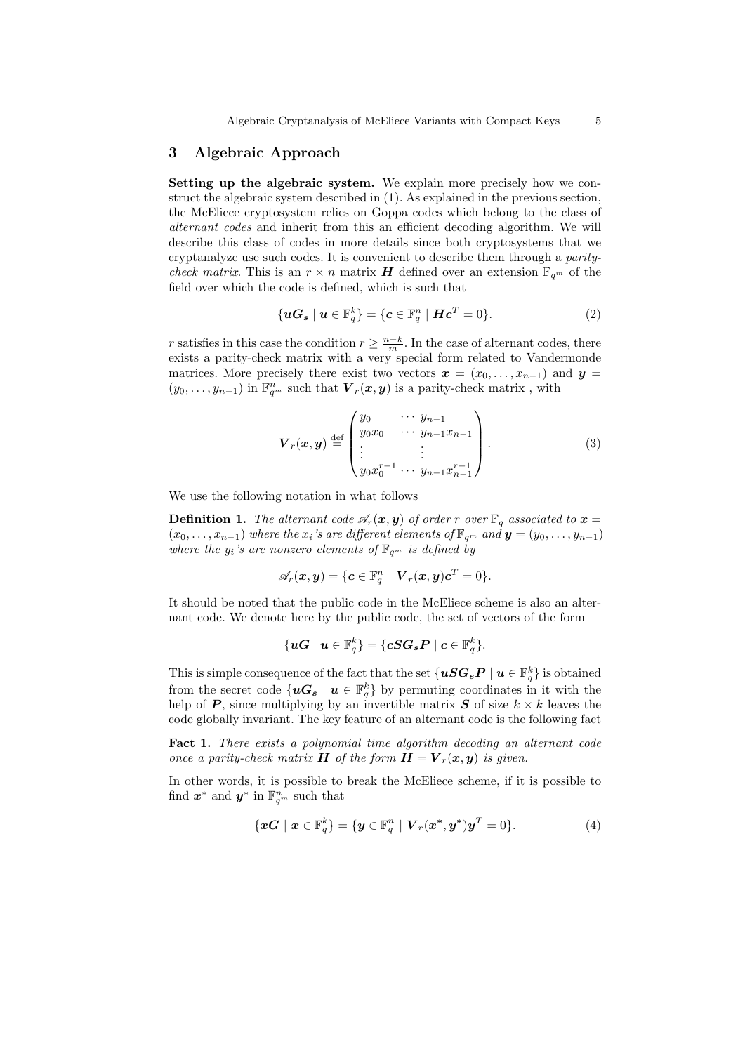## 3 Algebraic Approach

**Setting up the algebraic system.** We explain more precisely how we construct the algebraic system described in (1). As explained in the previous section, the McEliece cryptosystem relies on Goppa codes which belong to the class of *alternant codes* and inherit from this an efficient decoding algorithm. We will describe this class of codes in more details since both cryptosystems that we cryptanalyze use such codes. It is convenient to describe them through a *parity-check matrix*. This is an $r \times n$ matrix $\boldsymbol{H}$ defined over an extension $\mathbb{F}_{q^m}$ of the field over which the code is defined, which is such that

$$\{\boldsymbol{u}\boldsymbol{G_s} \mid \boldsymbol{u} \in \mathbb{F}_q^k\} = \{\boldsymbol{c} \in \mathbb{F}_q^n \mid \boldsymbol{H}\boldsymbol{c}^T = 0\}. \tag{2}$$

$r$ satisfies in this case the condition $r \geq \frac{n-k}{m}$. In the case of alternant codes, there exists a parity-check matrix with a very special form related to Vandermonde matrices. More precisely there exist two vectors $\boldsymbol{x} = (x_0, \ldots, x_{n-1})$ and $\boldsymbol{y} = (y_0, \ldots, y_{n-1})$ in $\mathbb{F}_{q^m}^n$ such that $\boldsymbol{V}_r(\boldsymbol{x}, \boldsymbol{y})$ is a parity-check matrix , with

$$\boldsymbol{V}_r(\boldsymbol{x}, \boldsymbol{y}) \stackrel{\text{def}}{=} \begin{pmatrix} y_0 & \cdots & y_{n-1} \\ y_0 x_0 & \cdots & y_{n-1} x_{n-1} \\ \vdots & & \vdots \\ y_0 x_0^{r-1} & \cdots & y_{n-1} x_{n-1}^{r-1} \end{pmatrix}. \tag{3}$$

We use the following notation in what follows

**Definition 1.** *The alternant code $\mathscr{A}_r(\boldsymbol{x}, \boldsymbol{y})$ of order $r$ over $\mathbb{F}_q$ associated to $\boldsymbol{x} = (x_0, \ldots, x_{n-1})$ where the $x_i$'s are different elements of $\mathbb{F}_{q^m}$ and $\boldsymbol{y} = (y_0, \ldots, y_{n-1})$ where the $y_i$'s are nonzero elements of $\mathbb{F}_{q^m}$ is defined by*

$$\mathscr{A}_r(\boldsymbol{x}, \boldsymbol{y}) = \{\boldsymbol{c} \in \mathbb{F}_q^n \mid \boldsymbol{V}_r(\boldsymbol{x}, \boldsymbol{y})\boldsymbol{c}^T = 0\}.$$

It should be noted that the public code in the McEliece scheme is also an alternant code. We denote here by the public code, the set of vectors of the form

$$\{\boldsymbol{u}\boldsymbol{G} \mid \boldsymbol{u} \in \mathbb{F}_q^k\} = \{\boldsymbol{c}\boldsymbol{S}\boldsymbol{G_s}\boldsymbol{P} \mid \boldsymbol{c} \in \mathbb{F}_q^k\}.$$

This is simple consequence of the fact that the set $\{\boldsymbol{u}\boldsymbol{S}\boldsymbol{G_s}\boldsymbol{P} \mid \boldsymbol{u} \in \mathbb{F}_q^k\}$ is obtained from the secret code $\{\boldsymbol{u}\boldsymbol{G_s} \mid \boldsymbol{u} \in \mathbb{F}_q^k\}$ by permuting coordinates in it with the help of $\boldsymbol{P}$, since multiplying by an invertible matrix $\boldsymbol{S}$ of size $k \times k$ leaves the code globally invariant. The key feature of an alternant code is the following fact

**Fact 1.** *There exists a polynomial time algorithm decoding an alternant code once a parity-check matrix $\boldsymbol{H}$ of the form $\boldsymbol{H} = \boldsymbol{V}_r(\boldsymbol{x}, \boldsymbol{y})$ is given.*

In other words, it is possible to break the McEliece scheme, if it is possible to find $\boldsymbol{x}^*$ and $\boldsymbol{y}^*$ in $\mathbb{F}_{q^m}^n$ such that

$$\{\boldsymbol{x}\boldsymbol{G} \mid \boldsymbol{x} \in \mathbb{F}_q^k\} = \{\boldsymbol{y} \in \mathbb{F}_q^n \mid \boldsymbol{V}_r(\boldsymbol{x}^*, \boldsymbol{y}^*)\boldsymbol{y}^T = 0\}. \tag{4}$$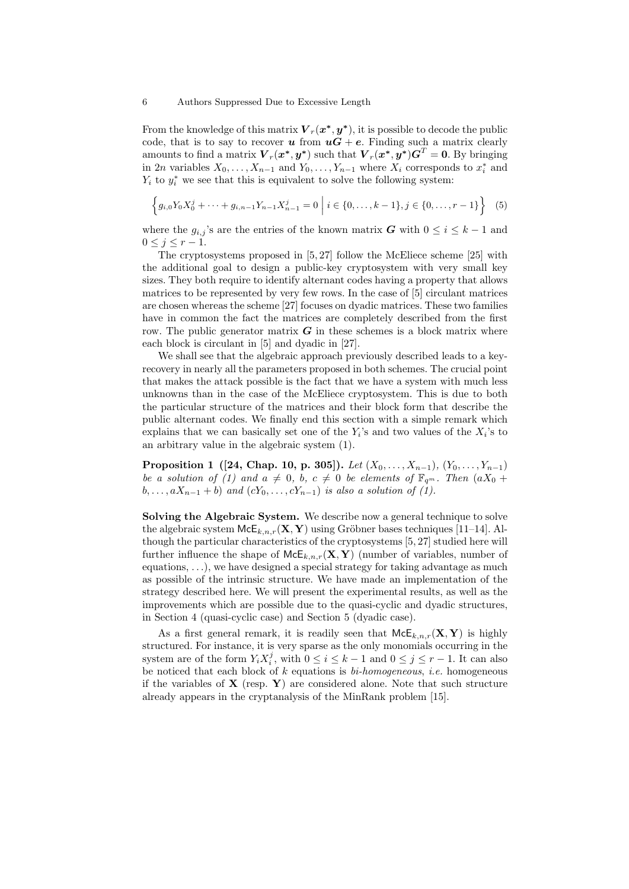From the knowledge of this matrix $\boldsymbol{V}_r(\boldsymbol{x}^*, \boldsymbol{y}^*)$, it is possible to decode the public code, that is to say to recover $\boldsymbol{u}$ from $\boldsymbol{uG} + \boldsymbol{e}$. Finding such a matrix clearly amounts to find a matrix $\boldsymbol{V}_r(\boldsymbol{x}^*, \boldsymbol{y}^*)$ such that $\boldsymbol{V}_r(\boldsymbol{x}^*, \boldsymbol{y}^*)\boldsymbol{G}^T = \boldsymbol{0}$. By bringing in $2n$ variables $X_0, \ldots, X_{n-1}$ and $Y_0, \ldots, Y_{n-1}$ where $X_i$ corresponds to $x_i^*$ and $Y_i$ to $y_i^*$ we see that this is equivalent to solve the following system:

$$\left\{ g_{i,0} Y_0 X_0^j + \cdots + g_{i,n-1} Y_{n-1} X_{n-1}^j = 0 \;\middle|\; i \in \{0, \ldots, k-1\}, j \in \{0, \ldots, r-1\} \right\} \quad (5)$$

where the $g_{i,j}$'s are the entries of the known matrix $\boldsymbol{G}$ with $0 \le i \le k-1$ and $0 \le j \le r-1$.

The cryptosystems proposed in [5, 27] follow the McEliece scheme [25] with the additional goal to design a public-key cryptosystem with very small key sizes. They both require to identify alternant codes having a property that allows matrices to be represented by very few rows. In the case of [5] circulant matrices are chosen whereas the scheme [27] focuses on dyadic matrices. These two families have in common the fact the matrices are completely described from the first row. The public generator matrix $\boldsymbol{G}$ in these schemes is a block matrix where each block is circulant in [5] and dyadic in [27].

We shall see that the algebraic approach previously described leads to a key-recovery in nearly all the parameters proposed in both schemes. The crucial point that makes the attack possible is the fact that we have a system with much less unknowns than in the case of the McEliece cryptosystem. This is due to both the particular structure of the matrices and their block form that describe the public alternant codes. We finally end this section with a simple remark which explains that we can basically set one of the $Y_i$'s and two values of the $X_i$'s to an arbitrary value in the algebraic system (1).

**Proposition 1 ([24, Chap. 10, p. 305]).** *Let $(X_0, \ldots, X_{n-1})$, $(Y_0, \ldots, Y_{n-1})$ be a solution of (1) and $a \neq 0$, $b$, $c \neq 0$ be elements of $\mathbb{F}_{q^m}$. Then $(aX_0 + b, \ldots, aX_{n-1} + b)$ and $(cY_0, \ldots, cY_{n-1})$ is also a solution of (1).*

**Solving the Algebraic System.** We describe now a general technique to solve the algebraic system $\mathsf{McE}_{k,n,r}(\mathbf{X}, \mathbf{Y})$ using Gröbner bases techniques [11–14]. Although the particular characteristics of the cryptosystems [5, 27] studied here will further influence the shape of $\mathsf{McE}_{k,n,r}(\mathbf{X}, \mathbf{Y})$ (number of variables, number of equations, ...), we have designed a special strategy for taking advantage as much as possible of the intrinsic structure. We have made an implementation of the strategy described here. We will present the experimental results, as well as the improvements which are possible due to the quasi-cyclic and dyadic structures, in Section 4 (quasi-cyclic case) and Section 5 (dyadic case).

As a first general remark, it is readily seen that $\mathsf{McE}_{k,n,r}(\mathbf{X}, \mathbf{Y})$ is highly structured. For instance, it is very sparse as the only monomials occurring in the system are of the form $Y_i X_i^j$, with $0 \le i \le k-1$ and $0 \le j \le r-1$. It can also be noticed that each block of $k$ equations is *bi-homogeneous*, *i.e.* homogeneous if the variables of $\mathbf{X}$ (resp. $\mathbf{Y}$) are considered alone. Note that such structure already appears in the cryptanalysis of the MinRank problem [15].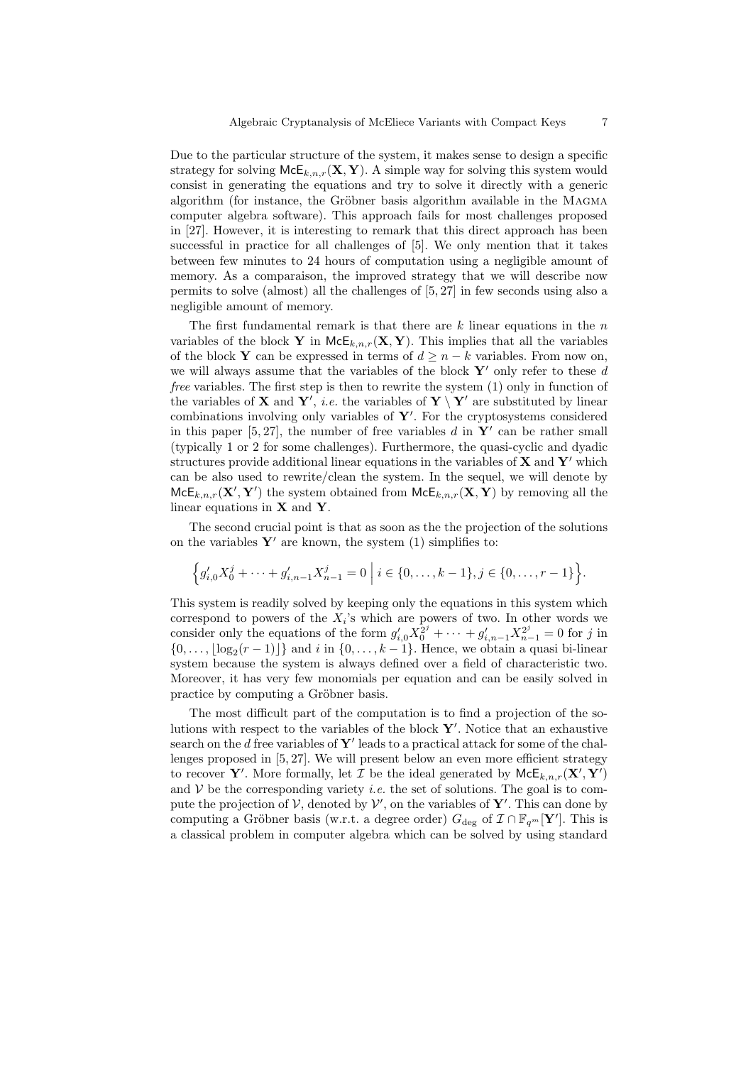Due to the particular structure of the system, it makes sense to design a specific strategy for solving $\mathsf{McE}_{k,n,r}(\mathbf{X},\mathbf{Y})$. A simple way for solving this system would consist in generating the equations and try to solve it directly with a generic algorithm (for instance, the Gröbner basis algorithm available in the MAGMA computer algebra software). This approach fails for most challenges proposed in [27]. However, it is interesting to remark that this direct approach has been successful in practice for all challenges of [5]. We only mention that it takes between few minutes to 24 hours of computation using a negligible amount of memory. As a comparaison, the improved strategy that we will describe now permits to solve (almost) all the challenges of [5, 27] in few seconds using also a negligible amount of memory.

The first fundamental remark is that there are $k$ linear equations in the $n$ variables of the block $\mathbf{Y}$ in $\mathsf{McE}_{k,n,r}(\mathbf{X},\mathbf{Y})$. This implies that all the variables of the block $\mathbf{Y}$ can be expressed in terms of $d \geq n-k$ variables. From now on, we will always assume that the variables of the block $\mathbf{Y}'$ only refer to these $d$ *free* variables. The first step is then to rewrite the system (1) only in function of the variables of $\mathbf{X}$ and $\mathbf{Y}'$, *i.e.* the variables of $\mathbf{Y} \setminus \mathbf{Y}'$ are substituted by linear combinations involving only variables of $\mathbf{Y}'$. For the cryptosystems considered in this paper [5, 27], the number of free variables $d$ in $\mathbf{Y}'$ can be rather small (typically 1 or 2 for some challenges). Furthermore, the quasi-cyclic and dyadic structures provide additional linear equations in the variables of $\mathbf{X}$ and $\mathbf{Y}'$ which can be also used to rewrite/clean the system. In the sequel, we will denote by $\mathsf{McE}_{k,n,r}(\mathbf{X}',\mathbf{Y}')$ the system obtained from $\mathsf{McE}_{k,n,r}(\mathbf{X},\mathbf{Y})$ by removing all the linear equations in $\mathbf{X}$ and $\mathbf{Y}$.

The second crucial point is that as soon as the the projection of the solutions on the variables $\mathbf{Y}'$ are known, the system (1) simplifies to:

$$\Big\{ g'_{i,0}X_0^j + \cdots + g'_{i,n-1}X_{n-1}^j = 0 \;\Big|\; i \in \{0,\ldots,k-1\}, j \in \{0,\ldots,r-1\} \Big\}.$$

This system is readily solved by keeping only the equations in this system which correspond to powers of the $X_i$'s which are powers of two. In other words we consider only the equations of the form $g'_{i,0}X_0^{2^j} + \cdots + g'_{i,n-1}X_{n-1}^{2^j} = 0$ for $j$ in $\{0,\ldots,\lfloor \log_2(r-1) \rfloor\}$ and $i$ in $\{0,\ldots,k-1\}$. Hence, we obtain a quasi bi-linear system because the system is always defined over a field of characteristic two. Moreover, it has very few monomials per equation and can be easily solved in practice by computing a Gröbner basis.

The most difficult part of the computation is to find a projection of the solutions with respect to the variables of the block $\mathbf{Y}'$. Notice that an exhaustive search on the $d$ free variables of $\mathbf{Y}'$ leads to a practical attack for some of the challenges proposed in [5, 27]. We will present below an even more efficient strategy to recover $\mathbf{Y}'$. More formally, let $\mathcal{I}$ be the ideal generated by $\mathsf{McE}_{k,n,r}(\mathbf{X}',\mathbf{Y}')$ and $\mathcal{V}$ be the corresponding variety *i.e.* the set of solutions. The goal is to compute the projection of $\mathcal{V}$, denoted by $\mathcal{V}'$, on the variables of $\mathbf{Y}'$. This can done by computing a Gröbner basis (w.r.t. a degree order) $G_{\deg}$ of $\mathcal{I} \cap \mathbb{F}_{q^m}[\mathbf{Y}']$. This is a classical problem in computer algebra which can be solved by using standard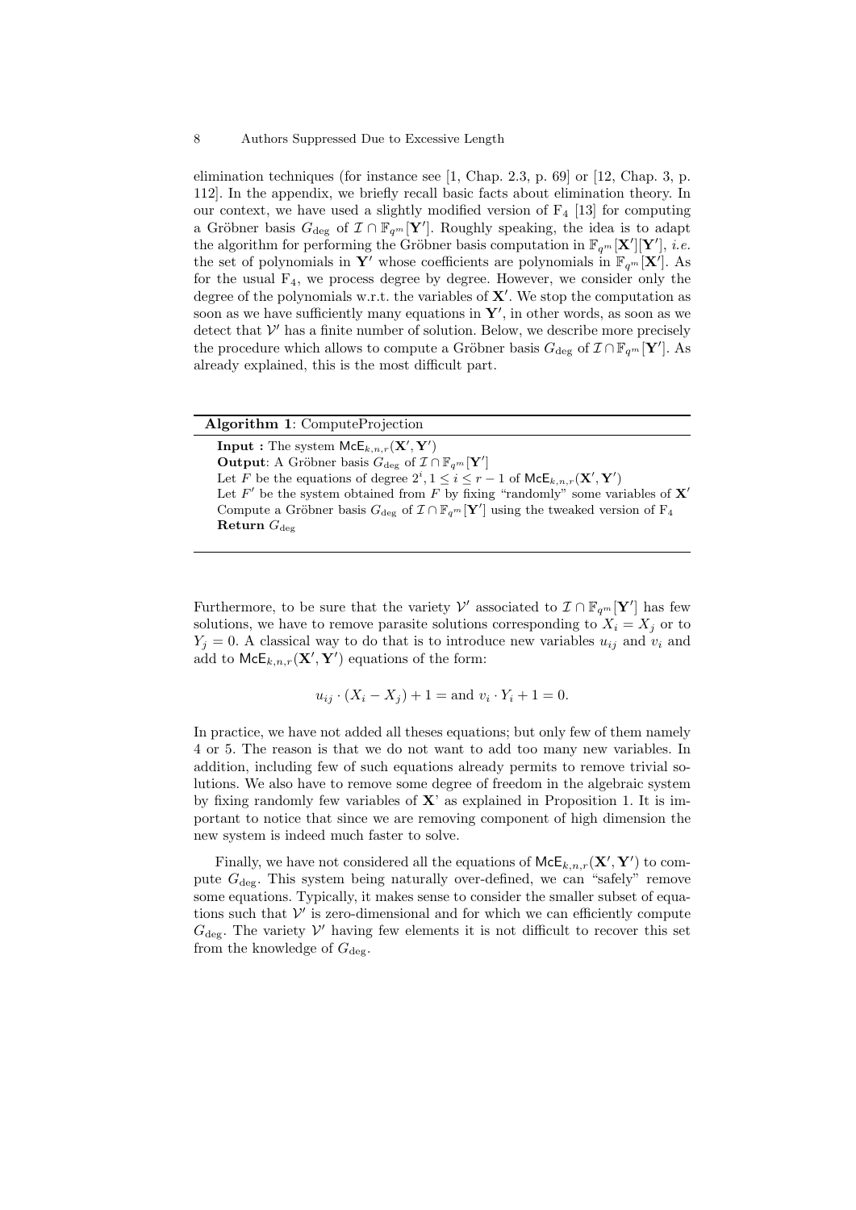elimination techniques (for instance see [1, Chap. 2.3, p. 69] or [12, Chap. 3, p. 112]. In the appendix, we briefly recall basic facts about elimination theory. In our context, we have used a slightly modified version of $F_4$ [13] for computing a Gröbner basis $G_{\deg}$ of $\mathcal{I} \cap \mathbb{F}_{q^m}[\mathbf{Y}']$. Roughly speaking, the idea is to adapt the algorithm for performing the Gröbner basis computation in $\mathbb{F}_{q^m}[\mathbf{X}'][\mathbf{Y}']$, *i.e.* the set of polynomials in $\mathbf{Y}'$ whose coefficients are polynomials in $\mathbb{F}_{q^m}[\mathbf{X}']$. As for the usual $F_4$, we process degree by degree. However, we consider only the degree of the polynomials w.r.t. the variables of $\mathbf{X}'$. We stop the computation as soon as we have sufficiently many equations in $\mathbf{Y}'$, in other words, as soon as we detect that $\mathcal{V}'$ has a finite number of solution. Below, we describe more precisely the procedure which allows to compute a Gröbner basis $G_{\deg}$ of $\mathcal{I} \cap \mathbb{F}_{q^m}[\mathbf{Y}']$. As already explained, this is the most difficult part.

**Algorithm 1**: ComputeProjection

**Input :** The system $\mathsf{McE}_{k,n,r}(\mathbf{X}', \mathbf{Y}')$
**Output**: A Gröbner basis $G_{\deg}$ of $\mathcal{I} \cap \mathbb{F}_{q^m}[\mathbf{Y}']$
Let $F$ be the equations of degree $2^i, 1 \leq i \leq r-1$ of $\mathsf{McE}_{k,n,r}(\mathbf{X}', \mathbf{Y}')$
Let $F'$ be the system obtained from $F$ by fixing "randomly" some variables of $\mathbf{X}'$
Compute a Gröbner basis $G_{\deg}$ of $\mathcal{I} \cap \mathbb{F}_{q^m}[\mathbf{Y}']$ using the tweaked version of $F_4$
**Return** $G_{\deg}$

Furthermore, to be sure that the variety $\mathcal{V}'$ associated to $\mathcal{I} \cap \mathbb{F}_{q^m}[\mathbf{Y}']$ has few solutions, we have to remove parasite solutions corresponding to $X_i = X_j$ or to $Y_j = 0$. A classical way to do that is to introduce new variables $u_{ij}$ and $v_i$ and add to $\mathsf{McE}_{k,n,r}(\mathbf{X}', \mathbf{Y}')$ equations of the form:

$$u_{ij} \cdot (X_i - X_j) + 1 = \text{and } v_i \cdot Y_i + 1 = 0.$$

In practice, we have not added all theses equations; but only few of them namely 4 or 5. The reason is that we do not want to add too many new variables. In addition, including few of such equations already permits to remove trivial solutions. We also have to remove some degree of freedom in the algebraic system by fixing randomly few variables of $\mathbf{X}$' as explained in Proposition 1. It is important to notice that since we are removing component of high dimension the new system is indeed much faster to solve.

Finally, we have not considered all the equations of $\mathsf{McE}_{k,n,r}(\mathbf{X}', \mathbf{Y}')$ to compute $G_{\deg}$. This system being naturally over-defined, we can "safely" remove some equations. Typically, it makes sense to consider the smaller subset of equations such that $\mathcal{V}'$ is zero-dimensional and for which we can efficiently compute $G_{\deg}$. The variety $\mathcal{V}'$ having few elements it is not difficult to recover this set from the knowledge of $G_{\deg}$.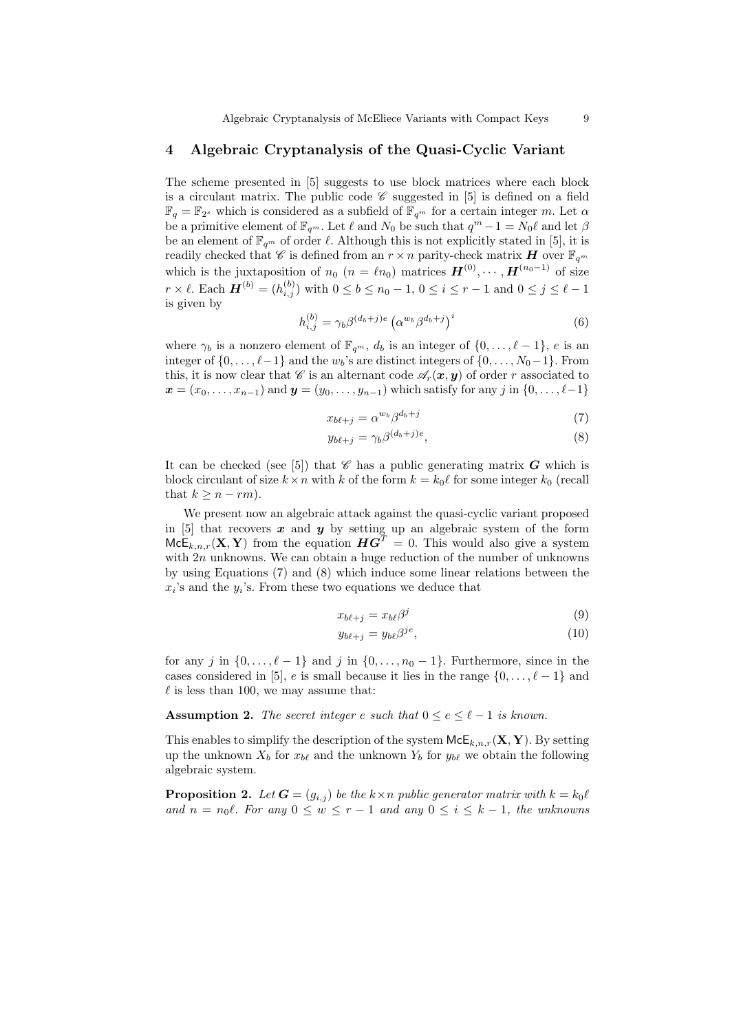## 4 Algebraic Cryptanalysis of the Quasi-Cyclic Variant

The scheme presented in [5] suggests to use block matrices where each block is a circulant matrix. The public code $\mathscr{C}$ suggested in [5] is defined on a field $\mathbb{F}_q = \mathbb{F}_{2^s}$ which is considered as a subfield of $\mathbb{F}_{q^m}$ for a certain integer $m$. Let $\alpha$ be a primitive element of $\mathbb{F}_{q^m}$. Let $\ell$ and $N_0$ be such that $q^m - 1 = N_0\ell$ and let $\beta$ be an element of $\mathbb{F}_{q^m}$ of order $\ell$. Although this is not explicitly stated in [5], it is readily checked that $\mathscr{C}$ is defined from an $r \times n$ parity-check matrix $\boldsymbol{H}$ over $\mathbb{F}_{q^m}$ which is the juxtaposition of $n_0$ ($n = \ell n_0$) matrices $\boldsymbol{H}^{(0)}, \cdots, \boldsymbol{H}^{(n_0-1)}$ of size $r \times \ell$. Each $\boldsymbol{H}^{(b)} = (h_{i,j}^{(b)})$ with $0 \leq b \leq n_0 - 1$, $0 \leq i \leq r-1$ and $0 \leq j \leq \ell - 1$ is given by

$$h_{i,j}^{(b)} = \gamma_b \beta^{(d_b+j)e} \left(\alpha^{w_b} \beta^{d_b+j}\right)^i \tag{6}$$

where $\gamma_b$ is a nonzero element of $\mathbb{F}_{q^m}$, $d_b$ is an integer of $\{0, \dots, \ell-1\}$, $e$ is an integer of $\{0, \dots, \ell-1\}$ and the $w_b$'s are distinct integers of $\{0, \dots, N_0-1\}$. From this, it is now clear that $\mathscr{C}$ is an alternant code $\mathscr{A}_r(\boldsymbol{x}, \boldsymbol{y})$ of order $r$ associated to $\boldsymbol{x} = (x_0, \dots, x_{n-1})$ and $\boldsymbol{y} = (y_0, \dots, y_{n-1})$ which satisfy for any $j$ in $\{0, \dots, \ell-1\}$

$$x_{b\ell+j} = \alpha^{w_b} \beta^{d_b+j} \tag{7}$$

$$y_{b\ell+j} = \gamma_b \beta^{(d_b+j)e}, \tag{8}$$

It can be checked (see [5]) that $\mathscr{C}$ has a public generating matrix $\boldsymbol{G}$ which is block circulant of size $k \times n$ with $k$ of the form $k = k_0\ell$ for some integer $k_0$ (recall that $k \geq n - rm$).

We present now an algebraic attack against the quasi-cyclic variant proposed in [5] that recovers $\boldsymbol{x}$ and $\boldsymbol{y}$ by setting up an algebraic system of the form $\mathsf{McE}_{k,n,r}(\mathbf{X}, \mathbf{Y})$ from the equation $\boldsymbol{H}\boldsymbol{G}^T = 0$. This would also give a system with $2n$ unknowns. We can obtain a huge reduction of the number of unknowns by using Equations (7) and (8) which induce some linear relations between the $x_i$'s and the $y_i$'s. From these two equations we deduce that

$$x_{b\ell+j} = x_{b\ell}\beta^j \tag{9}$$

$$y_{b\ell+j} = y_{b\ell}\beta^{je}, \tag{10}$$

for any $j$ in $\{0, \dots, \ell-1\}$ and $j$ in $\{0, \dots, n_0-1\}$. Furthermore, since in the cases considered in [5], $e$ is small because it lies in the range $\{0, \dots, \ell-1\}$ and $\ell$ is less than 100, we may assume that:

**Assumption 2.** *The secret integer $e$ such that $0 \leq e \leq \ell - 1$ is known.*

This enables to simplify the description of the system $\mathsf{McE}_{k,n,r}(\mathbf{X}, \mathbf{Y})$. By setting up the unknown $X_b$ for $x_{b\ell}$ and the unknown $Y_b$ for $y_{b\ell}$ we obtain the following algebraic system.

**Proposition 2.** *Let $\boldsymbol{G} = (g_{i,j})$ be the $k \times n$ public generator matrix with $k = k_0\ell$ and $n = n_0\ell$. For any $0 \leq w \leq r-1$ and any $0 \leq i \leq k-1$, the unknowns*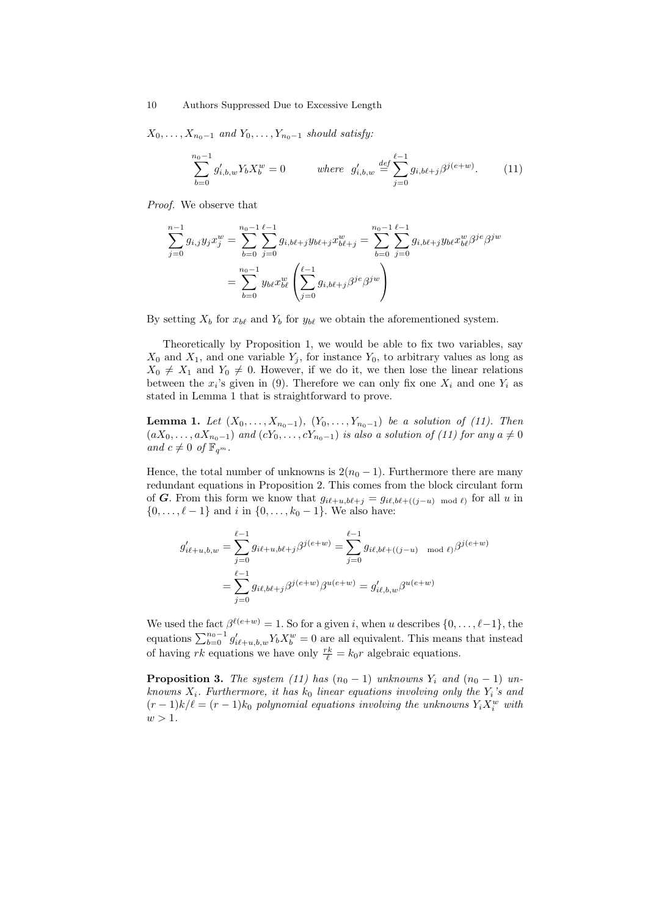$X_0, \ldots, X_{n_0-1}$ *and* $Y_0, \ldots, Y_{n_0-1}$ *should satisfy:*

$$\sum_{b=0}^{n_0-1} g'_{i,b,w} Y_b X_b^w = 0 \qquad \text{where } g'_{i,b,w} \stackrel{def}{=} \sum_{j=0}^{\ell-1} g_{i,b\ell+j} \beta^{j(e+w)}. \tag{11}$$

*Proof.* We observe that

$$\sum_{j=0}^{n-1} g_{i,j} y_j x_j^w = \sum_{b=0}^{n_0-1} \sum_{j=0}^{\ell-1} g_{i,b\ell+j} y_{b\ell+j} x_{b\ell+j}^w = \sum_{b=0}^{n_0-1} \sum_{j=0}^{\ell-1} g_{i,b\ell+j} y_{b\ell} x_{b\ell}^w \beta^{je} \beta^{jw}$$
$$= \sum_{b=0}^{n_0-1} y_{b\ell} x_{b\ell}^w \left( \sum_{j=0}^{\ell-1} g_{i,b\ell+j} \beta^{je} \beta^{jw} \right)$$

By setting $X_b$ for $x_{b\ell}$ and $Y_b$ for $y_{b\ell}$ we obtain the aforementioned system.

Theoretically by Proposition 1, we would be able to fix two variables, say $X_0$ and $X_1$, and one variable $Y_j$, for instance $Y_0$, to arbitrary values as long as $X_0 \neq X_1$ and $Y_0 \neq 0$. However, if we do it, we then lose the linear relations between the $x_i$'s given in (9). Therefore we can only fix one $X_i$ and one $Y_i$ as stated in Lemma 1 that is straightforward to prove.

**Lemma 1.** *Let* $(X_0, \ldots, X_{n_0-1})$, $(Y_0, \ldots, Y_{n_0-1})$ *be a solution of (11). Then* $(aX_0, \ldots, aX_{n_0-1})$ *and* $(cY_0, \ldots, cY_{n_0-1})$ *is also a solution of (11) for any* $a \neq 0$ *and* $c \neq 0$ *of* $\mathbb{F}_{q^m}$.

Hence, the total number of unknowns is $2(n_0 - 1)$. Furthermore there are many redundant equations in Proposition 2. This comes from the block circulant form of $\boldsymbol{G}$. From this form we know that $g_{i\ell+u,b\ell+j} = g_{i\ell,b\ell+((j-u) \mod \ell)}$ for all $u$ in $\{0, \ldots, \ell-1\}$ and $i$ in $\{0, \ldots, k_0 - 1\}$. We also have:

$$g'_{i\ell+u,b,w} = \sum_{j=0}^{\ell-1} g_{i\ell+u,b\ell+j} \beta^{j(e+w)} = \sum_{j=0}^{\ell-1} g_{i\ell,b\ell+((j-u) \mod \ell)} \beta^{j(e+w)}$$
$$= \sum_{j=0}^{\ell-1} g_{i\ell,b\ell+j} \beta^{j(e+w)} \beta^{u(e+w)} = g'_{i\ell,b,w} \beta^{u(e+w)}$$

We used the fact $\beta^{\ell(e+w)} = 1$. So for a given $i$, when $u$ describes $\{0, \ldots, \ell-1\}$, the equations $\sum_{b=0}^{n_0-1} g'_{i\ell+u,b,w} Y_b X_b^w = 0$ are all equivalent. This means that instead of having $rk$ equations we have only $\frac{rk}{\ell} = k_0 r$ algebraic equations.

**Proposition 3.** *The system (11) has* $(n_0 - 1)$ *unknowns* $Y_i$ *and* $(n_0 - 1)$ *unknowns* $X_i$. *Furthermore, it has* $k_0$ *linear equations involving only the* $Y_i$*'s and* $(r-1)k/\ell = (r-1)k_0$ *polynomial equations involving the unknowns* $Y_i X_i^w$ *with* $w > 1$.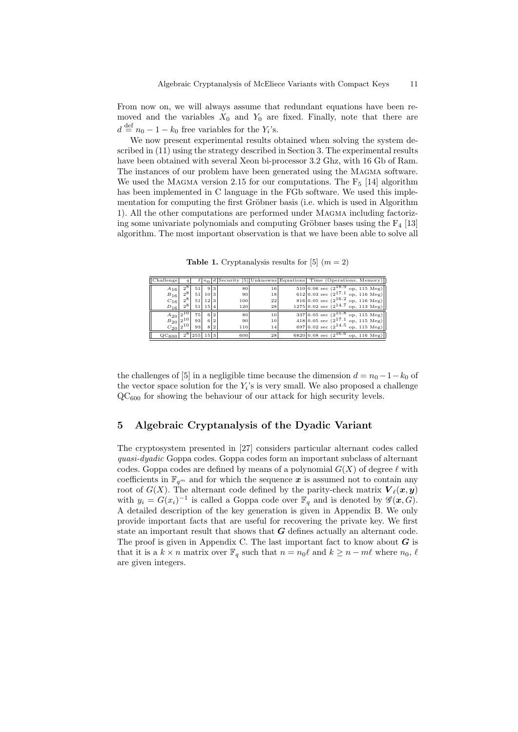From now on, we will always assume that redundant equations have been removed and the variables $X_0$ and $Y_0$ are fixed. Finally, note that there are $d \stackrel{\text{def}}{=} n_0 - 1 - k_0$ free variables for the $Y_i$'s.

We now present experimental results obtained when solving the system described in (11) using the strategy described in Section 3. The experimental results have been obtained with several Xeon bi-processor 3.2 Ghz, with 16 Gb of Ram. The instances of our problem have been generated using the MAGMA software. We used the MAGMA version 2.15 for our computations. The $F_5$ [14] algorithm has been implemented in C language in the FGb software. We used this implementation for computing the first Gröbner basis (i.e. which is used in Algorithm 1). All the other computations are performed under MAGMA including factorizing some univariate polynomials and computing Gröbner bases using the $F_4$ [13] algorithm. The most important observation is that we have been able to solve all

**Table 1.** Cryptanalysis results for [5] ($m = 2$)

| Challenge | $q$ | $\ell$ | $n_0$ | $d$ | Security [5] | Unknowns | Equations | Time (Operations, Memory) |
|---|---|---|---|---|---|---|---|---|
| $A_{16}$ | $2^8$ | 51 | 9 | 3 | 80 | 16 | 510 | 0.06 sec ($2^{18.9}$ op, 115 Meg) |
| $B_{16}$ | $2^8$ | 51 | 10 | 3 | 90 | 18 | 612 | 0.03 sec ($2^{17.1}$ op, 116 Meg) |
| $C_{16}$ | $2^8$ | 51 | 12 | 3 | 100 | 22 | 816 | 0.05 sec ($2^{16.2}$ op, 116 Meg) |
| $D_{16}$ | $2^8$ | 51 | 15 | 4 | 120 | 28 | 1275 | 0.02 sec ($2^{14.7}$ op, 113 Meg) |
| $A_{20}$ | $2^{10}$ | 75 | 6 | 2 | 80 | 10 | 337 | 0.05 sec ($2^{15.8}$ op, 115 Meg) |
| $B_{20}$ | $2^{10}$ | 93 | 6 | 2 | 90 | 10 | 418 | 0.05 sec ($2^{17.1}$ op, 115 Meg) |
| $C_{20}$ | $2^{10}$ | 93 | 8 | 2 | 110 | 14 | 697 | 0.02 sec ($2^{14.5}$ op, 115 Meg) |
| $\text{QC}_{600}$ | $2^8$ | 255 | 15 | 3 | 600 | 28 | 6820 | 0.08 sec ($2^{16.6}$ op, 116 Meg) |

the challenges of [5] in a negligible time because the dimension $d = n_0 - 1 - k_0$ of the vector space solution for the $Y_i$'s is very small. We also proposed a challenge $\text{QC}_{600}$ for showing the behaviour of our attack for high security levels.

## 5 Algebraic Cryptanalysis of the Dyadic Variant

The cryptosystem presented in [27] considers particular alternant codes called *quasi-dyadic* Goppa codes. Goppa codes form an important subclass of alternant codes. Goppa codes are defined by means of a polynomial $G(X)$ of degree $\ell$ with coefficients in $\mathbb{F}_{q^m}$ and for which the sequence $\boldsymbol{x}$ is assumed not to contain any root of $G(X)$. The alternant code defined by the parity-check matrix $\boldsymbol{V}_\ell(\boldsymbol{x}, \boldsymbol{y})$ with $y_i = G(x_i)^{-1}$ is called a Goppa code over $\mathbb{F}_q$ and is denoted by $\mathscr{G}(\boldsymbol{x}, G)$. A detailed description of the key generation is given in Appendix B. We only provide important facts that are useful for recovering the private key. We first state an important result that shows that $\boldsymbol{G}$ defines actually an alternant code. The proof is given in Appendix C. The last important fact to know about $\boldsymbol{G}$ is that it is a $k \times n$ matrix over $\mathbb{F}_q$ such that $n = n_0\ell$ and $k \geq n - m\ell$ where $n_0$, $\ell$ are given integers.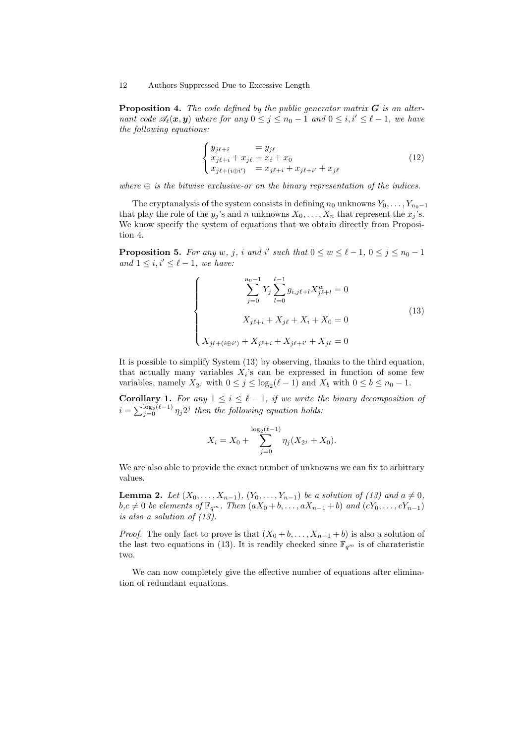**Proposition 4.** *The code defined by the public generator matrix $\boldsymbol{G}$ is an alternant code $\mathscr{A}_\ell(\boldsymbol{x}, \boldsymbol{y})$ where for any $0 \leq j \leq n_0 - 1$ and $0 \leq i, i' \leq \ell - 1$, we have the following equations:*

$$
\begin{cases}
y_{j\ell+i} & = y_{j\ell} \\
x_{j\ell+i} + x_{j\ell} & = x_i + x_0 \\
x_{j\ell+(i \oplus i')} & = x_{j\ell+i} + x_{j\ell+i'} + x_{j\ell}
\end{cases}
\tag{12}
$$

*where $\oplus$ is the bitwise exclusive-or on the binary representation of the indices.*

The cryptanalysis of the system consists in defining $n_0$ unknowns $Y_0, \ldots, Y_{n_0-1}$ that play the role of the $y_j$'s and $n$ unknowns $X_0, \ldots, X_n$ that represent the $x_j$'s. We know specify the system of equations that we obtain directly from Proposition 4.

**Proposition 5.** *For any $w$, $j$, $i$ and $i'$ such that $0 \leq w \leq \ell - 1$, $0 \leq j \leq n_0 - 1$ and $1 \leq i, i' \leq \ell - 1$, we have:*

$$
\begin{cases}
\displaystyle\sum_{j=0}^{n_0-1} Y_j \sum_{l=0}^{\ell-1} g_{i,j\ell+l} X_{j\ell+l}^w = 0 \\
X_{j\ell+i} + X_{j\ell} + X_i + X_0 = 0 \\
X_{j\ell+(i \oplus i')} + X_{j\ell+i} + X_{j\ell+i'} + X_{j\ell} = 0
\end{cases}
\tag{13}
$$

It is possible to simplify System (13) by observing, thanks to the third equation, that actually many variables $X_i$'s can be expressed in function of some few variables, namely $X_{2^j}$ with $0 \leq j \leq \log_2(\ell - 1)$ and $X_b$ with $0 \leq b \leq n_0 - 1$.

**Corollary 1.** *For any $1 \leq i \leq \ell - 1$, if we write the binary decomposition of $i = \sum_{j=0}^{\log_2(\ell-1)} \eta_j 2^j$ then the following equation holds:*

$$
X_i = X_0 + \sum_{j=0}^{\log_2(\ell-1)} \eta_j (X_{2^j} + X_0).
$$

We are also able to provide the exact number of unknowns we can fix to arbitrary values.

**Lemma 2.** *Let $(X_0, \ldots, X_{n-1})$, $(Y_0, \ldots, Y_{n-1})$ be a solution of (13) and $a \neq 0$, $b$,$c \neq 0$ be elements of $\mathbb{F}_{q^m}$. Then $(aX_0 + b, \ldots, aX_{n-1} + b)$ and $(cY_0, \ldots, cY_{n-1})$ is also a solution of (13).*

*Proof.* The only fact to prove is that $(X_0 + b, \ldots, X_{n-1} + b)$ is also a solution of the last two equations in (13). It is readily checked since $\mathbb{F}_{q^m}$ is of charateristic two.

We can now completely give the effective number of equations after elimination of redundant equations.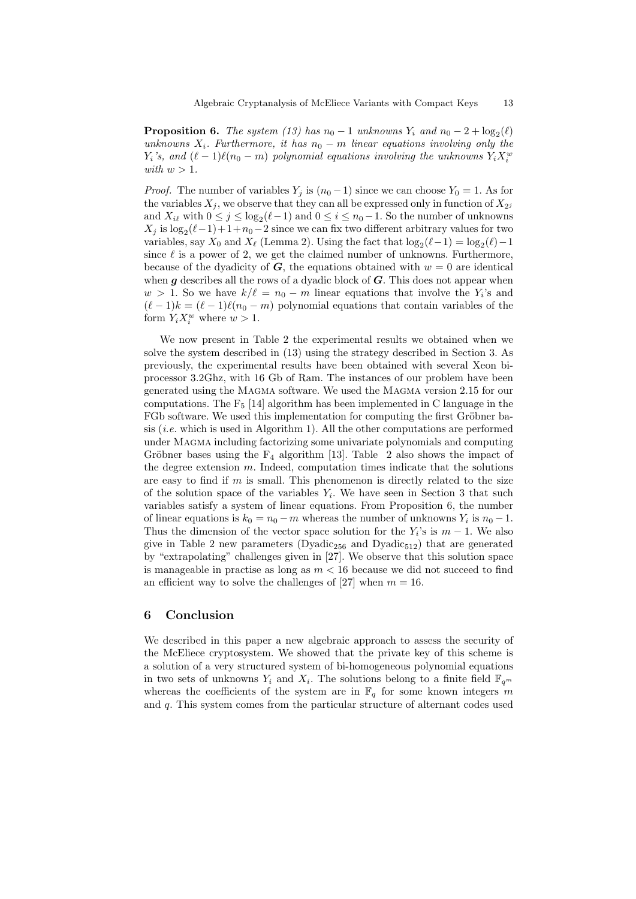**Proposition 6.** *The system (13) has $n_0 - 1$ unknowns $Y_i$ and $n_0 - 2 + \log_2(\ell)$ unknowns $X_i$. Furthermore, it has $n_0 - m$ linear equations involving only the $Y_i$'s, and $(\ell - 1)\ell(n_0 - m)$ polynomial equations involving the unknowns $Y_i X_i^w$ with $w > 1$.*

*Proof.* The number of variables $Y_j$ is $(n_0 - 1)$ since we can choose $Y_0 = 1$. As for the variables $X_j$, we observe that they can all be expressed only in function of $X_{2^j}$ and $X_{i\ell}$ with $0 \leq j \leq \log_2(\ell - 1)$ and $0 \leq i \leq n_0 - 1$. So the number of unknowns $X_j$ is $\log_2(\ell - 1) + 1 + n_0 - 2$ since we can fix two different arbitrary values for two variables, say $X_0$ and $X_\ell$ (Lemma 2). Using the fact that $\log_2(\ell - 1) = \log_2(\ell) - 1$ since $\ell$ is a power of 2, we get the claimed number of unknowns. Furthermore, because of the dyadicity of $\boldsymbol{G}$, the equations obtained with $w = 0$ are identical when $\boldsymbol{g}$ describes all the rows of a dyadic block of $\boldsymbol{G}$. This does not appear when $w > 1$. So we have $k/\ell = n_0 - m$ linear equations that involve the $Y_i$'s and $(\ell - 1)k = (\ell - 1)\ell(n_0 - m)$ polynomial equations that contain variables of the form $Y_i X_i^w$ where $w > 1$.

We now present in Table 2 the experimental results we obtained when we solve the system described in (13) using the strategy described in Section 3. As previously, the experimental results have been obtained with several Xeon bi-processor 3.2Ghz, with 16 Gb of Ram. The instances of our problem have been generated using the Magma software. We used the Magma version 2.15 for our computations. The $F_5$ [14] algorithm has been implemented in C language in the FGb software. We used this implementation for computing the first Gröbner basis (*i.e.* which is used in Algorithm 1). All the other computations are performed under Magma including factorizing some univariate polynomials and computing Gröbner bases using the $F_4$ algorithm [13]. Table 2 also shows the impact of the degree extension $m$. Indeed, computation times indicate that the solutions are easy to find if $m$ is small. This phenomenon is directly related to the size of the solution space of the variables $Y_i$. We have seen in Section 3 that such variables satisfy a system of linear equations. From Proposition 6, the number of linear equations is $k_0 = n_0 - m$ whereas the number of unknowns $Y_i$ is $n_0 - 1$. Thus the dimension of the vector space solution for the $Y_i$'s is $m - 1$. We also give in Table 2 new parameters ($\text{Dyadic}_{256}$ and $\text{Dyadic}_{512}$) that are generated by "extrapolating" challenges given in [27]. We observe that this solution space is manageable in practise as long as $m < 16$ because we did not succeed to find an efficient way to solve the challenges of [27] when $m = 16$.

## 6 Conclusion

We described in this paper a new algebraic approach to assess the security of the McEliece cryptosystem. We showed that the private key of this scheme is a solution of a very structured system of bi-homogeneous polynomial equations in two sets of unknowns $Y_i$ and $X_i$. The solutions belong to a finite field $\mathbb{F}_{q^m}$ whereas the coefficients of the system are in $\mathbb{F}_q$ for some known integers $m$ and $q$. This system comes from the particular structure of alternant codes used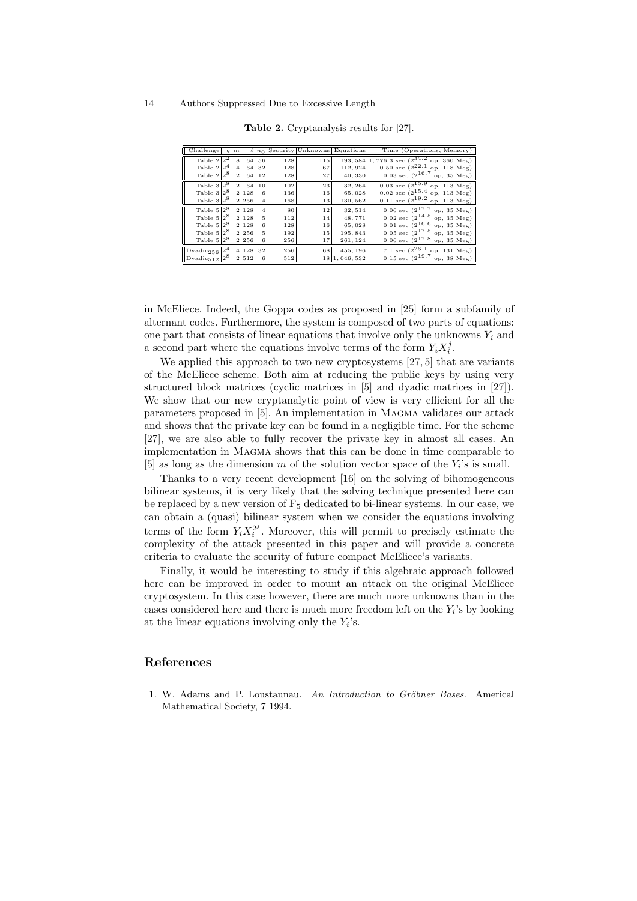**Table 2.** Cryptanalysis results for [27].

| Challenge | $q$ | $m$ | $\ell$ | $n_0$ | Security | Unknowns | Equations | Time (Operations, Memory) |
|---|---|---|---|---|---|---|---|---|
| Table 2 | $2^2$ | 8 | 64 | 56 | 128 | 115 | 193,584 | 1,776.3 sec ($2^{34.2}$ op, 360 Meg) |
| Table 2 | $2^4$ | 4 | 64 | 32 | 128 | 67 | 112,924 | 0.50 sec ($2^{22.1}$ op, 118 Meg) |
| Table 2 | $2^8$ | 2 | 64 | 12 | 128 | 27 | 40,330 | 0.03 sec ($2^{16.7}$ op, 35 Meg) |
| Table 3 | $2^8$ | 2 | 64 | 10 | 102 | 23 | 32,264 | 0.03 sec ($2^{15.9}$ op, 113 Meg) |
| Table 3 | $2^8$ | 2 | 128 | 6 | 136 | 16 | 65,028 | 0.02 sec ($2^{15.4}$ op, 113 Meg) |
| Table 3 | $2^8$ | 2 | 256 | 4 | 168 | 13 | 130,562 | 0.11 sec ($2^{19.2}$ op, 113 Meg) |
| Table 5 | $2^8$ | 2 | 128 | 4 | 80 | 12 | 32,514 | 0.06 sec ($2^{17.7}$ op, 35 Meg) |
| Table 5 | $2^8$ | 2 | 128 | 5 | 112 | 14 | 48,771 | 0.02 sec ($2^{14.5}$ op, 35 Meg) |
| Table 5 | $2^8$ | 2 | 128 | 6 | 128 | 16 | 65,028 | 0.01 sec ($2^{16.6}$ op, 35 Meg) |
| Table 5 | $2^8$ | 2 | 256 | 5 | 192 | 15 | 195,843 | 0.05 sec ($2^{17.5}$ op, 35 Meg) |
| Table 5 | $2^8$ | 2 | 256 | 6 | 256 | 17 | 261,124 | 0.06 sec ($2^{17.8}$ op, 35 Meg) |
| Dyadic$_{256}$ | $2^4$ | 4 | 128 | 32 | 256 | 68 | 455,196 | 7.1 sec ($2^{26.1}$ op, 131 Meg) |
| Dyadic$_{512}$ | $2^8$ | 2 | 512 | 6 | 512 | 18 | 1,046,532 | 0.15 sec ($2^{19.7}$ op, 38 Meg) |

in McEliece. Indeed, the Goppa codes as proposed in [25] form a subfamily of alternant codes. Furthermore, the system is composed of two parts of equations: one part that consists of linear equations that involve only the unknowns $Y_i$ and a second part where the equations involve terms of the form $Y_i X_i^j$.

We applied this approach to two new cryptosystems [27, 5] that are variants of the McEliece scheme. Both aim at reducing the public keys by using very structured block matrices (cyclic matrices in [5] and dyadic matrices in [27]). We show that our new cryptanalytic point of view is very efficient for all the parameters proposed in [5]. An implementation in Magma validates our attack and shows that the private key can be found in a negligible time. For the scheme [27], we are also able to fully recover the private key in almost all cases. An implementation in Magma shows that this can be done in time comparable to [5] as long as the dimension $m$ of the solution vector space of the $Y_i$'s is small.

Thanks to a very recent development [16] on the solving of bihomogeneous bilinear systems, it is very likely that the solving technique presented here can be replaced by a new version of $F_5$ dedicated to bi-linear systems. In our case, we can obtain a (quasi) bilinear system when we consider the equations involving terms of the form $Y_i X_i^{2^j}$. Moreover, this will permit to precisely estimate the complexity of the attack presented in this paper and will provide a concrete criteria to evaluate the security of future compact McEliece's variants.

Finally, it would be interesting to study if this algebraic approach followed here can be improved in order to mount an attack on the original McEliece cryptosystem. In this case however, there are much more unknowns than in the cases considered here and there is much more freedom left on the $Y_i$'s by looking at the linear equations involving only the $Y_i$'s.

## References

1. W. Adams and P. Loustaunau. *An Introduction to Gröbner Bases*. Americal Mathematical Society, 7 1994.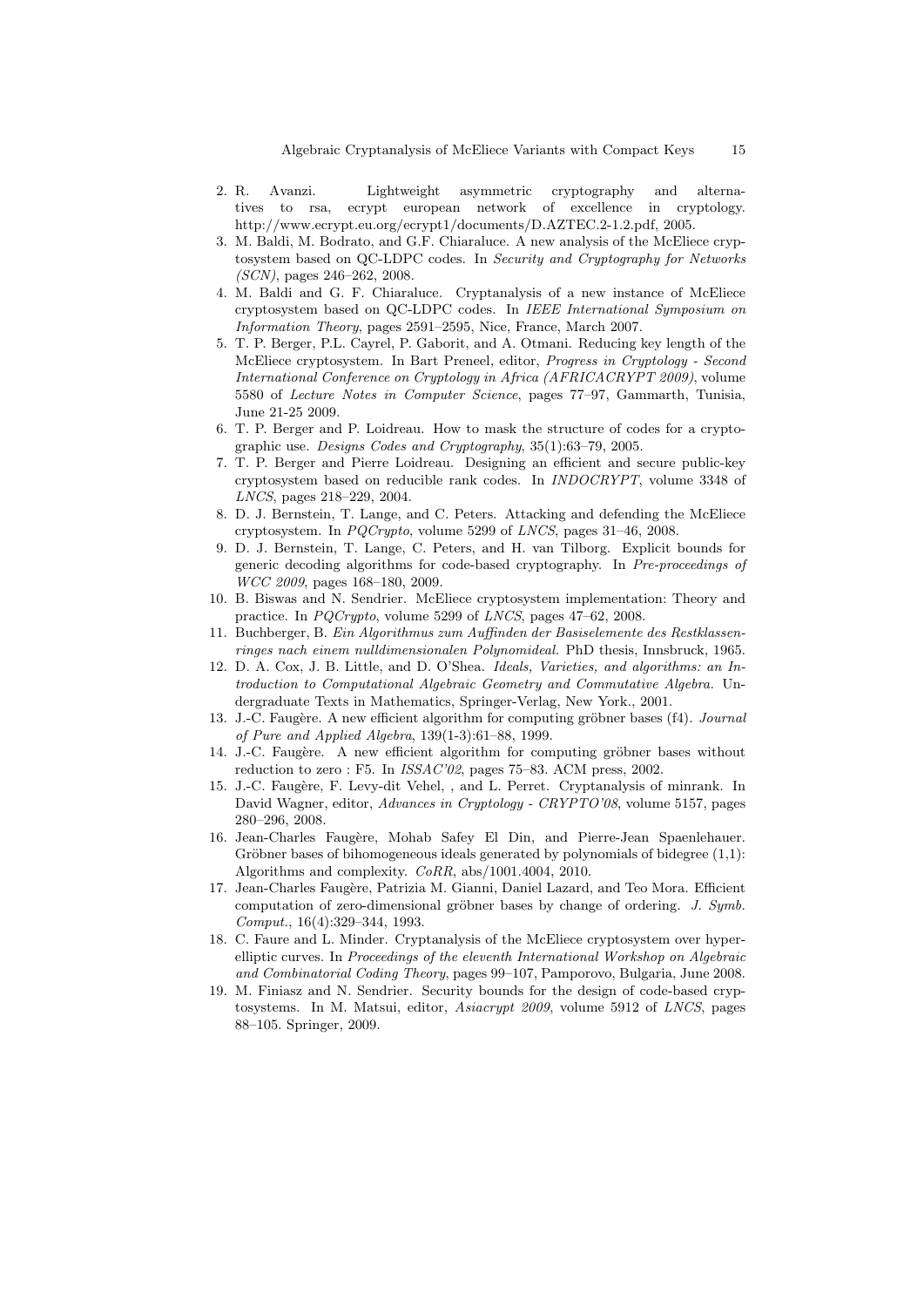2. R. Avanzi. Lightweight asymmetric cryptography and alternatives to rsa, ecrypt european network of excellence in cryptology. http://www.ecrypt.eu.org/ecrypt1/documents/D.AZTEC.2-1.2.pdf, 2005.
3. M. Baldi, M. Bodrato, and G.F. Chiaraluce. A new analysis of the McEliece cryptosystem based on QC-LDPC codes. In *Security and Cryptography for Networks (SCN)*, pages 246–262, 2008.
4. M. Baldi and G. F. Chiaraluce. Cryptanalysis of a new instance of McEliece cryptosystem based on QC-LDPC codes. In *IEEE International Symposium on Information Theory*, pages 2591–2595, Nice, France, March 2007.
5. T. P. Berger, P.L. Cayrel, P. Gaborit, and A. Otmani. Reducing key length of the McEliece cryptosystem. In Bart Preneel, editor, *Progress in Cryptology - Second International Conference on Cryptology in Africa (AFRICACRYPT 2009)*, volume 5580 of *Lecture Notes in Computer Science*, pages 77–97, Gammarth, Tunisia, June 21-25 2009.
6. T. P. Berger and P. Loidreau. How to mask the structure of codes for a cryptographic use. *Designs Codes and Cryptography*, 35(1):63–79, 2005.
7. T. P. Berger and Pierre Loidreau. Designing an efficient and secure public-key cryptosystem based on reducible rank codes. In *INDOCRYPT*, volume 3348 of *LNCS*, pages 218–229, 2004.
8. D. J. Bernstein, T. Lange, and C. Peters. Attacking and defending the McEliece cryptosystem. In *PQCrypto*, volume 5299 of *LNCS*, pages 31–46, 2008.
9. D. J. Bernstein, T. Lange, C. Peters, and H. van Tilborg. Explicit bounds for generic decoding algorithms for code-based cryptography. In *Pre-proceedings of WCC 2009*, pages 168–180, 2009.
10. B. Biswas and N. Sendrier. McEliece cryptosystem implementation: Theory and practice. In *PQCrypto*, volume 5299 of *LNCS*, pages 47–62, 2008.
11. Buchberger, B. *Ein Algorithmus zum Auffinden der Basiselemente des Restklassenringes nach einem nulldimensionalen Polynomideal.* PhD thesis, Innsbruck, 1965.
12. D. A. Cox, J. B. Little, and D. O'Shea. *Ideals, Varieties, and algorithms: an Introduction to Computational Algebraic Geometry and Commutative Algebra.* Undergraduate Texts in Mathematics, Springer-Verlag, New York., 2001.
13. J.-C. Faugère. A new efficient algorithm for computing gröbner bases (f4). *Journal of Pure and Applied Algebra*, 139(1-3):61–88, 1999.
14. J.-C. Faugère. A new efficient algorithm for computing gröbner bases without reduction to zero : F5. In *ISSAC'02*, pages 75–83. ACM press, 2002.
15. J.-C. Faugère, F. Levy-dit Vehel, , and L. Perret. Cryptanalysis of minrank. In David Wagner, editor, *Advances in Cryptology - CRYPTO'08*, volume 5157, pages 280–296, 2008.
16. Jean-Charles Faugère, Mohab Safey El Din, and Pierre-Jean Spaenlehauer. Gröbner bases of bihomogeneous ideals generated by polynomials of bidegree (1,1): Algorithms and complexity. *CoRR*, abs/1001.4004, 2010.
17. Jean-Charles Faugère, Patrizia M. Gianni, Daniel Lazard, and Teo Mora. Efficient computation of zero-dimensional gröbner bases by change of ordering. *J. Symb. Comput.*, 16(4):329–344, 1993.
18. C. Faure and L. Minder. Cryptanalysis of the McEliece cryptosystem over hyperelliptic curves. In *Proceedings of the eleventh International Workshop on Algebraic and Combinatorial Coding Theory*, pages 99–107, Pamporovo, Bulgaria, June 2008.
19. M. Finiasz and N. Sendrier. Security bounds for the design of code-based cryptosystems. In M. Matsui, editor, *Asiacrypt 2009*, volume 5912 of *LNCS*, pages 88–105. Springer, 2009.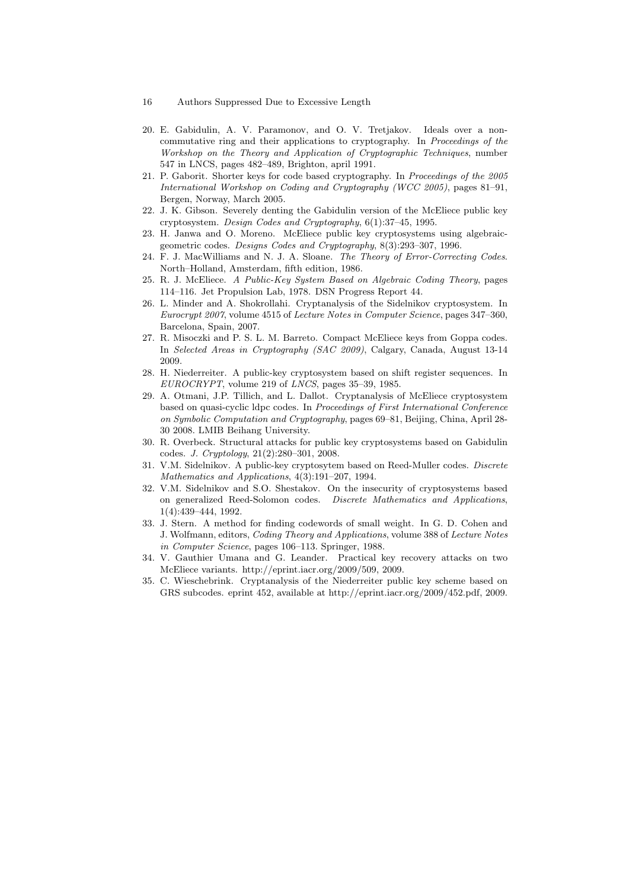20. E. Gabidulin, A. V. Paramonov, and O. V. Tretjakov. Ideals over a non-commutative ring and their applications to cryptography. In *Proceedings of the Workshop on the Theory and Application of Cryptographic Techniques*, number 547 in LNCS, pages 482–489, Brighton, april 1991.
21. P. Gaborit. Shorter keys for code based cryptography. In *Proceedings of the 2005 International Workshop on Coding and Cryptography (WCC 2005)*, pages 81–91, Bergen, Norway, March 2005.
22. J. K. Gibson. Severely denting the Gabidulin version of the McEliece public key cryptosystem. *Design Codes and Cryptography*, 6(1):37–45, 1995.
23. H. Janwa and O. Moreno. McEliece public key cryptosystems using algebraic-geometric codes. *Designs Codes and Cryptography*, 8(3):293–307, 1996.
24. F. J. MacWilliams and N. J. A. Sloane. *The Theory of Error-Correcting Codes*. North–Holland, Amsterdam, fifth edition, 1986.
25. R. J. McEliece. *A Public-Key System Based on Algebraic Coding Theory*, pages 114–116. Jet Propulsion Lab, 1978. DSN Progress Report 44.
26. L. Minder and A. Shokrollahi. Cryptanalysis of the Sidelnikov cryptosystem. In *Eurocrypt 2007*, volume 4515 of *Lecture Notes in Computer Science*, pages 347–360, Barcelona, Spain, 2007.
27. R. Misoczki and P. S. L. M. Barreto. Compact McEliece keys from Goppa codes. In *Selected Areas in Cryptography (SAC 2009)*, Calgary, Canada, August 13-14 2009.
28. H. Niederreiter. A public-key cryptosystem based on shift register sequences. In *EUROCRYPT*, volume 219 of *LNCS*, pages 35–39, 1985.
29. A. Otmani, J.P. Tillich, and L. Dallot. Cryptanalysis of McEliece cryptosystem based on quasi-cyclic ldpc codes. In *Proceedings of First International Conference on Symbolic Computation and Cryptography*, pages 69–81, Beijing, China, April 28-30 2008. LMIB Beihang University.
30. R. Overbeck. Structural attacks for public key cryptosystems based on Gabidulin codes. *J. Cryptology*, 21(2):280–301, 2008.
31. V.M. Sidelnikov. A public-key cryptosytem based on Reed-Muller codes. *Discrete Mathematics and Applications*, 4(3):191–207, 1994.
32. V.M. Sidelnikov and S.O. Shestakov. On the insecurity of cryptosystems based on generalized Reed-Solomon codes. *Discrete Mathematics and Applications*, 1(4):439–444, 1992.
33. J. Stern. A method for finding codewords of small weight. In G. D. Cohen and J. Wolfmann, editors, *Coding Theory and Applications*, volume 388 of *Lecture Notes in Computer Science*, pages 106–113. Springer, 1988.
34. V. Gauthier Umana and G. Leander. Practical key recovery attacks on two McEliece variants. http://eprint.iacr.org/2009/509, 2009.
35. C. Wieschebrink. Cryptanalysis of the Niederreiter public key scheme based on GRS subcodes. eprint 452, available at http://eprint.iacr.org/2009/452.pdf, 2009.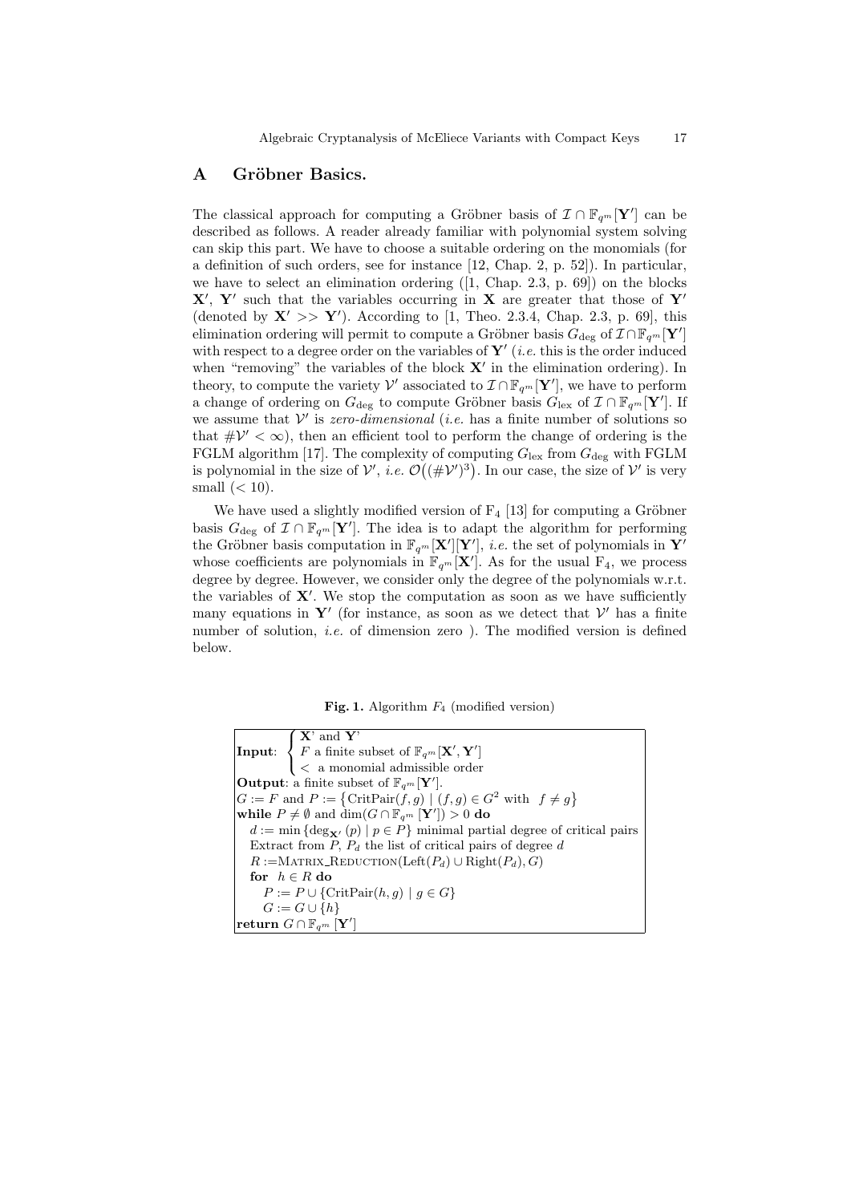## A Gröbner Basics.

The classical approach for computing a Gröbner basis of $\mathcal{I} \cap \mathbb{F}_{q^m}[\mathbf{Y}']$ can be described as follows. A reader already familiar with polynomial system solving can skip this part. We have to choose a suitable ordering on the monomials (for a definition of such orders, see for instance [12, Chap. 2, p. 52]). In particular, we have to select an elimination ordering ([1, Chap. 2.3, p. 69]) on the blocks $\mathbf{X}'$, $\mathbf{Y}'$ such that the variables occurring in $\mathbf{X}$ are greater that those of $\mathbf{Y}'$ (denoted by $\mathbf{X}' >> \mathbf{Y}'$). According to [1, Theo. 2.3.4, Chap. 2.3, p. 69], this elimination ordering will permit to compute a Gröbner basis $G_{\deg}$ of $\mathcal{I} \cap \mathbb{F}_{q^m}[\mathbf{Y}']$ with respect to a degree order on the variables of $\mathbf{Y}'$ (*i.e.* this is the order induced when "removing" the variables of the block $\mathbf{X}'$ in the elimination ordering). In theory, to compute the variety $\mathcal{V}'$ associated to $\mathcal{I} \cap \mathbb{F}_{q^m}[\mathbf{Y}']$, we have to perform a change of ordering on $G_{\deg}$ to compute Gröbner basis $G_{\text{lex}}$ of $\mathcal{I} \cap \mathbb{F}_{q^m}[\mathbf{Y}']$. If we assume that $\mathcal{V}'$ is *zero-dimensional* (*i.e.* has a finite number of solutions so that $\#\mathcal{V}' < \infty$), then an efficient tool to perform the change of ordering is the FGLM algorithm [17]. The complexity of computing $G_{\text{lex}}$ from $G_{\deg}$ with FGLM is polynomial in the size of $\mathcal{V}'$, *i.e.* $\mathcal{O}\big((\#\mathcal{V}')^3\big)$. In our case, the size of $\mathcal{V}'$ is very small ($< 10$).

We have used a slightly modified version of $\text{F}_4$ [13] for computing a Gröbner basis $G_{\deg}$ of $\mathcal{I} \cap \mathbb{F}_{q^m}[\mathbf{Y}']$. The idea is to adapt the algorithm for performing the Gröbner basis computation in $\mathbb{F}_{q^m}[\mathbf{X}'][\mathbf{Y}']$, *i.e.* the set of polynomials in $\mathbf{Y}'$ whose coefficients are polynomials in $\mathbb{F}_{q^m}[\mathbf{X}']$. As for the usual $\text{F}_4$, we process degree by degree. However, we consider only the degree of the polynomials w.r.t. the variables of $\mathbf{X}'$. We stop the computation as soon as we have sufficiently many equations in $\mathbf{Y}'$ (for instance, as soon as we detect that $\mathcal{V}'$ has a finite number of solution, *i.e.* of dimension zero ). The modified version is defined below.

**Fig. 1.** Algorithm $F_4$ (modified version)

```
Input: { X' and Y'
       { F a finite subset of F_{q^m}[X', Y']
       { <  a monomial admissible order
Output: a finite subset of F_{q^m}[Y'].
G := F and P := {CritPair(f, g) | (f, g) ∈ G^2 with f ≠ g}
while P ≠ ∅ and dim(G ∩ F_{q^m}[Y']) > 0 do
   d := min{deg_{X'}(p) | p ∈ P} minimal partial degree of critical pairs
   Extract from P, P_d the list of critical pairs of degree d
   R := MATRIX_REDUCTION(Left(P_d) ∪ Right(P_d), G)
   for h ∈ R do
      P := P ∪ {CritPair(h, g) | g ∈ G}
      G := G ∪ {h}
return G ∩ F_{q^m}[Y']
```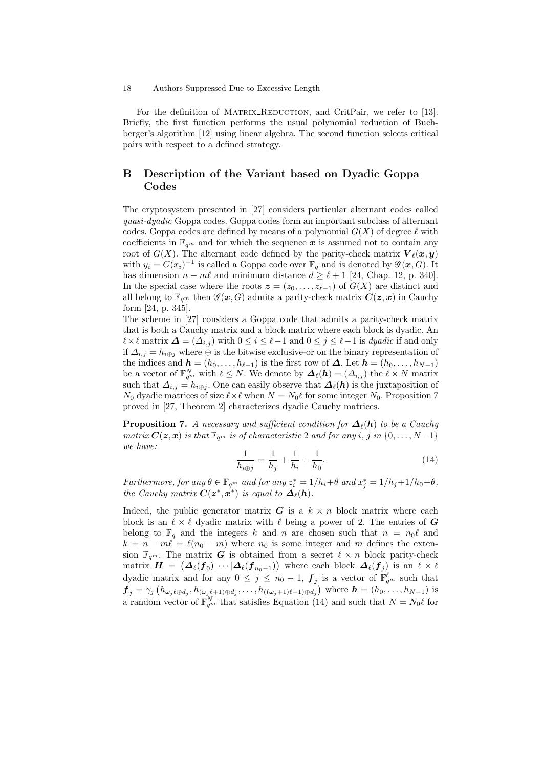For the definition of MATRIX_REDUCTION, and CritPair, we refer to [13]. Briefly, the first function performs the usual polynomial reduction of Buchberger's algorithm [12] using linear algebra. The second function selects critical pairs with respect to a defined strategy.

## B Description of the Variant based on Dyadic Goppa Codes

The cryptosystem presented in [27] considers particular alternant codes called *quasi-dyadic* Goppa codes. Goppa codes form an important subclass of alternant codes. Goppa codes are defined by means of a polynomial $G(X)$ of degree $\ell$ with coefficients in $\mathbb{F}_{q^m}$ and for which the sequence $\boldsymbol{x}$ is assumed not to contain any root of $G(X)$. The alternant code defined by the parity-check matrix $\boldsymbol{V}_\ell(\boldsymbol{x}, \boldsymbol{y})$ with $y_i = G(x_i)^{-1}$ is called a Goppa code over $\mathbb{F}_q$ and is denoted by $\mathscr{G}(\boldsymbol{x}, G)$. It has dimension $n - m\ell$ and minimum distance $d \geq \ell + 1$ [24, Chap. 12, p. 340]. In the special case where the roots $\boldsymbol{z} = (z_0, \ldots, z_{\ell-1})$ of $G(X)$ are distinct and all belong to $\mathbb{F}_{q^m}$ then $\mathscr{G}(\boldsymbol{x}, G)$ admits a parity-check matrix $\boldsymbol{C}(\boldsymbol{z}, \boldsymbol{x})$ in Cauchy form [24, p. 345].

The scheme in [27] considers a Goppa code that admits a parity-check matrix that is both a Cauchy matrix and a block matrix where each block is dyadic. An $\ell \times \ell$ matrix $\boldsymbol{\Delta} = (\Delta_{i,j})$ with $0 \leq i \leq \ell-1$ and $0 \leq j \leq \ell-1$ is *dyadic* if and only if $\Delta_{i,j} = h_{i \oplus j}$ where $\oplus$ is the bitwise exclusive-or on the binary representation of the indices and $\boldsymbol{h} = (h_0, \ldots, h_{\ell-1})$ is the first row of $\boldsymbol{\Delta}$. Let $\boldsymbol{h} = (h_0, \ldots, h_{N-1})$ be a vector of $\mathbb{F}_{q^m}^N$ with $\ell \leq N$. We denote by $\boldsymbol{\Delta}_\ell(\boldsymbol{h}) = (\Delta_{i,j})$ the $\ell \times N$ matrix such that $\Delta_{i,j} = h_{i \oplus j}$. One can easily observe that $\boldsymbol{\Delta}_\ell(\boldsymbol{h})$ is the juxtaposition of $N_0$ dyadic matrices of size $\ell \times \ell$ when $N = N_0\ell$ for some integer $N_0$. Proposition 7 proved in [27, Theorem 2] characterizes dyadic Cauchy matrices.

**Proposition 7.** *A necessary and sufficient condition for $\boldsymbol{\Delta}_\ell(\boldsymbol{h})$ to be a Cauchy matrix $\boldsymbol{C}(\boldsymbol{z}, \boldsymbol{x})$ is that $\mathbb{F}_{q^m}$ is of characteristic 2 and for any $i$, $j$ in $\{0, \ldots, N-1\}$ we have:*

$$\frac{1}{h_{i \oplus j}} = \frac{1}{h_j} + \frac{1}{h_i} + \frac{1}{h_0}. \tag{14}$$

*Furthermore, for any $\theta \in \mathbb{F}_{q^m}$ and for any $z_i^* = 1/h_i + \theta$ and $x_j^* = 1/h_j + 1/h_0 + \theta$, the Cauchy matrix $\boldsymbol{C}(\boldsymbol{z}^*, \boldsymbol{x}^*)$ is equal to $\boldsymbol{\Delta}_\ell(\boldsymbol{h})$.*

Indeed, the public generator matrix $\boldsymbol{G}$ is a $k \times n$ block matrix where each block is an $\ell \times \ell$ dyadic matrix with $\ell$ being a power of 2. The entries of $\boldsymbol{G}$ belong to $\mathbb{F}_q$ and the integers $k$ and $n$ are chosen such that $n = n_0\ell$ and $k = n - m\ell = \ell(n_0 - m)$ where $n_0$ is some integer and $m$ defines the extension $\mathbb{F}_{q^m}$. The matrix $\boldsymbol{G}$ is obtained from a secret $\ell \times n$ block parity-check matrix $\boldsymbol{H} = \left(\boldsymbol{\Delta}_\ell(\boldsymbol{f}_0) | \cdots | \boldsymbol{\Delta}_\ell(\boldsymbol{f}_{n_0-1})\right)$ where each block $\boldsymbol{\Delta}_\ell(\boldsymbol{f}_j)$ is an $\ell \times \ell$ dyadic matrix and for any $0 \leq j \leq n_0 - 1$, $\boldsymbol{f}_j$ is a vector of $\mathbb{F}_{q^m}^\ell$ such that $\boldsymbol{f}_j = \gamma_j \left(h_{\omega_j \ell \oplus d_j}, h_{(\omega_j \ell + 1) \oplus d_j}, \ldots, h_{((\omega_j+1)\ell - 1) \oplus d_j}\right)$ where $\boldsymbol{h} = (h_0, \ldots, h_{N-1})$ is a random vector of $\mathbb{F}_{q^m}^N$ that satisfies Equation (14) and such that $N = N_0\ell$ for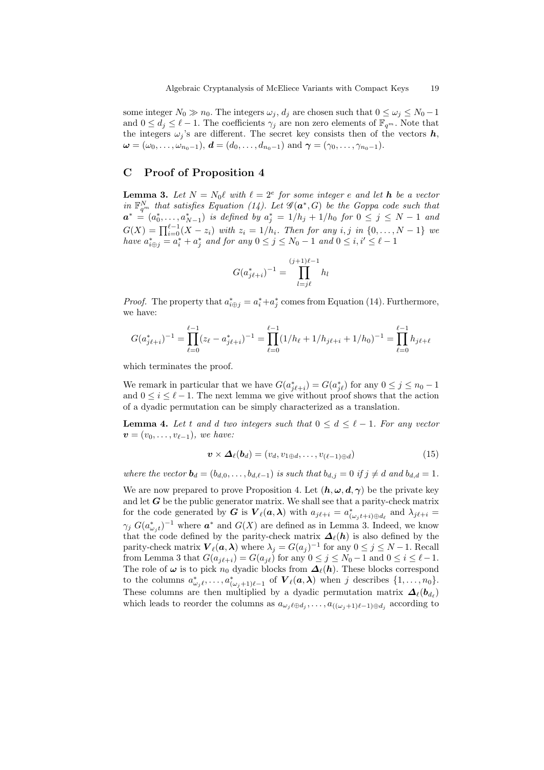some integer $N_0 \gg n_0$. The integers $\omega_j$, $d_j$ are chosen such that $0 \le \omega_j \le N_0 - 1$ and $0 \le d_j \le \ell - 1$. The coefficients $\gamma_j$ are non zero elements of $\mathbb{F}_{q^m}$. Note that the integers $\omega_j$'s are different. The secret key consists then of the vectors $\boldsymbol{h}$, $\boldsymbol{\omega} = (\omega_0, \ldots, \omega_{n_0-1})$, $\boldsymbol{d} = (d_0, \ldots, d_{n_0-1})$ and $\boldsymbol{\gamma} = (\gamma_0, \ldots, \gamma_{n_0-1})$.

## C Proof of Proposition 4

**Lemma 3.** *Let $N = N_0\ell$ with $\ell = 2^e$ for some integer $e$ and let $\boldsymbol{h}$ be a vector in $\mathbb{F}_{q^m}^N$ that satisfies Equation (14). Let $\mathscr{G}(\boldsymbol{a}^*, G)$ be the Goppa code such that $\boldsymbol{a}^* = (a_0^*, \ldots, a_{N-1}^*)$ is defined by $a_j^* = 1/h_j + 1/h_0$ for $0 \le j \le N-1$ and $G(X) = \prod_{i=0}^{\ell-1}(X - z_i)$ with $z_i = 1/h_i$. Then for any $i, j$ in $\{0, \ldots, N-1\}$ we have $a_{i \oplus j}^* = a_i^* + a_j^*$ and for any $0 \le j \le N_0 - 1$ and $0 \le i, i' \le \ell - 1$*

$$G(a_{j\ell+i}^*)^{-1} = \prod_{l=j\ell}^{(j+1)\ell-1} h_l$$

*Proof.* The property that $a_{i\oplus j}^* = a_i^* + a_j^*$ comes from Equation (14). Furthermore, we have:

$$G(a_{j\ell+i}^*)^{-1} = \prod_{\ell=0}^{\ell-1}(z_\ell - a_{j\ell+i}^*)^{-1} = \prod_{\ell=0}^{\ell-1}(1/h_\ell + 1/h_{j\ell+i} + 1/h_0)^{-1} = \prod_{\ell=0}^{\ell-1} h_{j\ell+\ell}$$

which terminates the proof.

We remark in particular that we have $G(a_{j\ell+i}^*) = G(a_{j\ell}^*)$ for any $0 \le j \le n_0 - 1$ and $0 \le i \le \ell - 1$. The next lemma we give without proof shows that the action of a dyadic permutation can be simply characterized as a translation.

**Lemma 4.** *Let $t$ and $d$ two integers such that $0 \le d \le \ell - 1$. For any vector $\boldsymbol{v} = (v_0, \ldots, v_{\ell-1})$, we have:*

$$\boldsymbol{v} \times \boldsymbol{\Delta}_\ell(\boldsymbol{b}_d) = (v_d, v_{1\oplus d}, \ldots, v_{(\ell-1)\oplus d}) \tag{15}$$

*where the vector $\boldsymbol{b}_d = (b_{d,0}, \ldots, b_{d,\ell-1})$ is such that $b_{d,j} = 0$ if $j \ne d$ and $b_{d,d} = 1$.*

We are now prepared to prove Proposition 4. Let $(\boldsymbol{h}, \boldsymbol{\omega}, \boldsymbol{d}, \boldsymbol{\gamma})$ be the private key and let $\boldsymbol{G}$ be the public generator matrix. We shall see that a parity-check matrix for the code generated by $\boldsymbol{G}$ is $\boldsymbol{V}_\ell(\boldsymbol{a}, \boldsymbol{\lambda})$ with $a_{j\ell+i} = a_{(\omega_j t+i)\oplus d_\ell}^*$ and $\lambda_{j\ell+i} = \gamma_j \, G(a_{\omega_j t}^*)^{-1}$ where $\boldsymbol{a}^*$ and $G(X)$ are defined as in Lemma 3. Indeed, we know that the code defined by the parity-check matrix $\boldsymbol{\Delta}_\ell(\boldsymbol{h})$ is also defined by the parity-check matrix $\boldsymbol{V}_\ell(\boldsymbol{a}, \boldsymbol{\lambda})$ where $\lambda_j = G(a_j)^{-1}$ for any $0 \le j \le N-1$. Recall from Lemma 3 that $G(a_{j\ell+i}) = G(a_{j\ell})$ for any $0 \le j \le N_0 - 1$ and $0 \le i \le \ell - 1$. The role of $\boldsymbol{\omega}$ is to pick $n_0$ dyadic blocks from $\boldsymbol{\Delta}_\ell(\boldsymbol{h})$. These blocks correspond to the columns $a_{\omega_j \ell}^*, \ldots, a_{(\omega_j+1)\ell-1}^*$ of $\boldsymbol{V}_\ell(\boldsymbol{a}, \boldsymbol{\lambda})$ when $j$ describes $\{1, \ldots, n_0\}$. These columns are then multiplied by a dyadic permutation matrix $\boldsymbol{\Delta}_\ell(\boldsymbol{b}_{d_\ell})$ which leads to reorder the columns as $a_{\omega_j \ell \oplus d_j}, \ldots, a_{((\omega_j+1)\ell-1)\oplus d_j}$ according to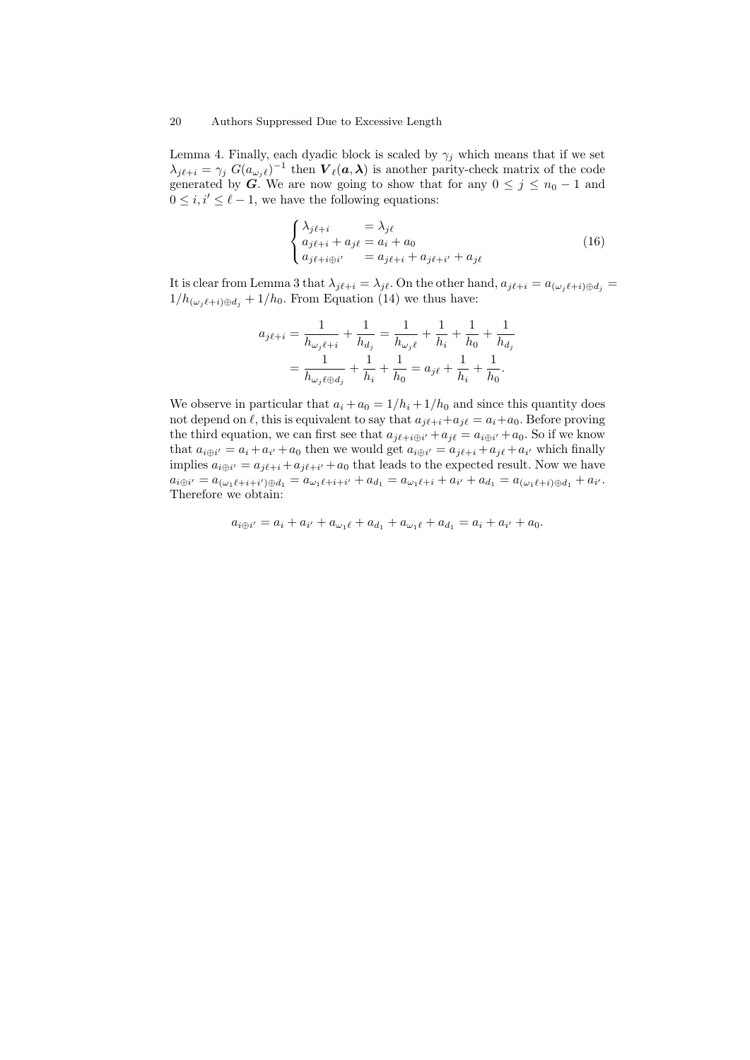Lemma 4. Finally, each dyadic block is scaled by $\gamma_j$ which means that if we set $\lambda_{j\ell+i} = \gamma_j \; G(a_{\omega_j \ell})^{-1}$ then $\boldsymbol{V}_\ell(\boldsymbol{a}, \boldsymbol{\lambda})$ is another parity-check matrix of the code generated by $\boldsymbol{G}$. We are now going to show that for any $0 \leq j \leq n_0 - 1$ and $0 \leq i, i' \leq \ell - 1$, we have the following equations:

$$
\begin{cases}
\lambda_{j\ell+i} &= \lambda_{j\ell} \\
a_{j\ell+i} + a_{j\ell} &= a_i + a_0 \\
a_{j\ell+i\oplus i'} &= a_{j\ell+i} + a_{j\ell+i'} + a_{j\ell}
\end{cases}
\tag{16}
$$

It is clear from Lemma 3 that $\lambda_{j\ell+i} = \lambda_{j\ell}$. On the other hand, $a_{j\ell+i} = a_{(\omega_j \ell+i)\oplus d_j} = 1/h_{(\omega_j\ell+i)\oplus d_j} + 1/h_0$. From Equation (14) we thus have:

$$
\begin{aligned}
a_{j\ell+i} &= \frac{1}{h_{\omega_j \ell + i}} + \frac{1}{h_{d_j}} = \frac{1}{h_{\omega_j \ell}} + \frac{1}{h_i} + \frac{1}{h_0} + \frac{1}{h_{d_j}} \\
&= \frac{1}{h_{\omega_j \ell \oplus d_j}} + \frac{1}{h_i} + \frac{1}{h_0} = a_{j\ell} + \frac{1}{h_i} + \frac{1}{h_0}.
\end{aligned}
$$

We observe in particular that $a_i + a_0 = 1/h_i + 1/h_0$ and since this quantity does not depend on $\ell$, this is equivalent to say that $a_{j\ell+i} + a_{j\ell} = a_i + a_0$. Before proving the third equation, we can first see that $a_{j\ell+i\oplus i'} + a_{j\ell} = a_{i\oplus i'} + a_0$. So if we know that $a_{i\oplus i'} = a_i + a_{i'} + a_0$ then we would get $a_{i\oplus i'} = a_{j\ell+i} + a_{j\ell} + a_{i'}$ which finally implies $a_{i\oplus i'} = a_{j\ell+i} + a_{j\ell+i'} + a_0$ that leads to the expected result. Now we have $a_{i\oplus i'} = a_{(\omega_1 \ell + i + i')\oplus d_1} = a_{\omega_1 \ell + i + i'} + a_{d_1} = a_{\omega_1 \ell + i} + a_{i'} + a_{d_1} = a_{(\omega_1 \ell + i)\oplus d_1} + a_{i'}$. Therefore we obtain:

$$
a_{i\oplus i'} = a_i + a_{i'} + a_{\omega_1 \ell} + a_{d_1} + a_{\omega_1 \ell} + a_{d_1} = a_i + a_{i'} + a_0.
$$